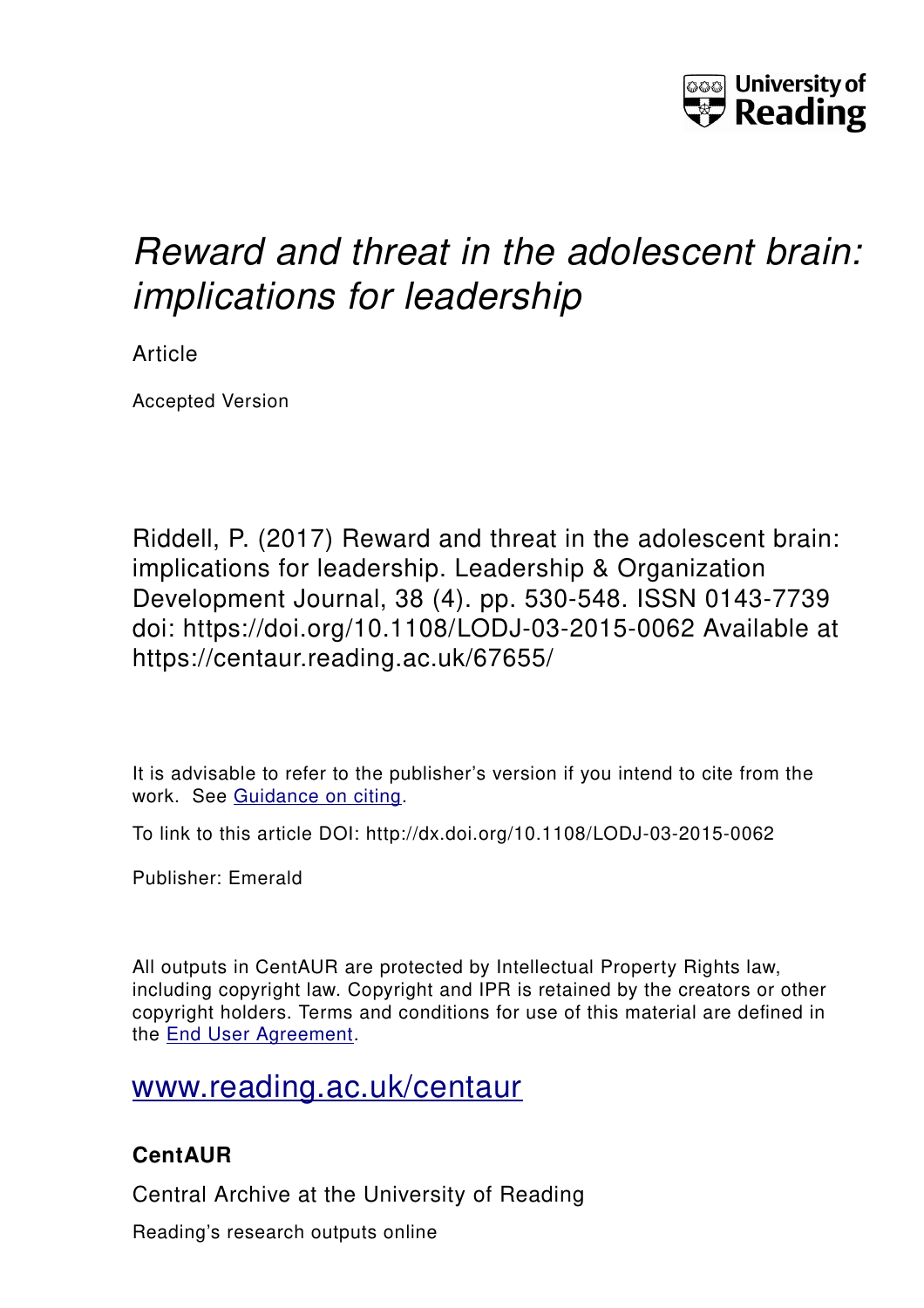University of Reading

# *Reward and threat in the adolescent brain: implications for leadership*

Article

Accepted Version

Riddell, P. (2017) Reward and threat in the adolescent brain: implications for leadership. Leadership & Organization Development Journal, 38 (4). pp. 530-548. ISSN 0143-7739 doi: https://doi.org/10.1108/LODJ-03-2015-0062 Available at https://centaur.reading.ac.uk/67655/

It is advisable to refer to the publisher's version if you intend to cite from the work. See [Guidance on citing](http://centaur.reading.ac.uk/71187/10/CentAUR%20citing%20guide.pdf).

To link to this article DOI: http://dx.doi.org/10.1108/LODJ-03-2015-0062

Publisher: Emerald

All outputs in CentAUR are protected by Intellectual Property Rights law, including copyright law. Copyright and IPR is retained by the creators or other copyright holders. Terms and conditions for use of this material are defined in the [End User Agreement](http://centaur.reading.ac.uk/licence).

[www.reading.ac.uk/centaur](http://www.reading.ac.uk/centaur)

## CentAUR

Central Archive at the University of Reading

Reading's research outputs online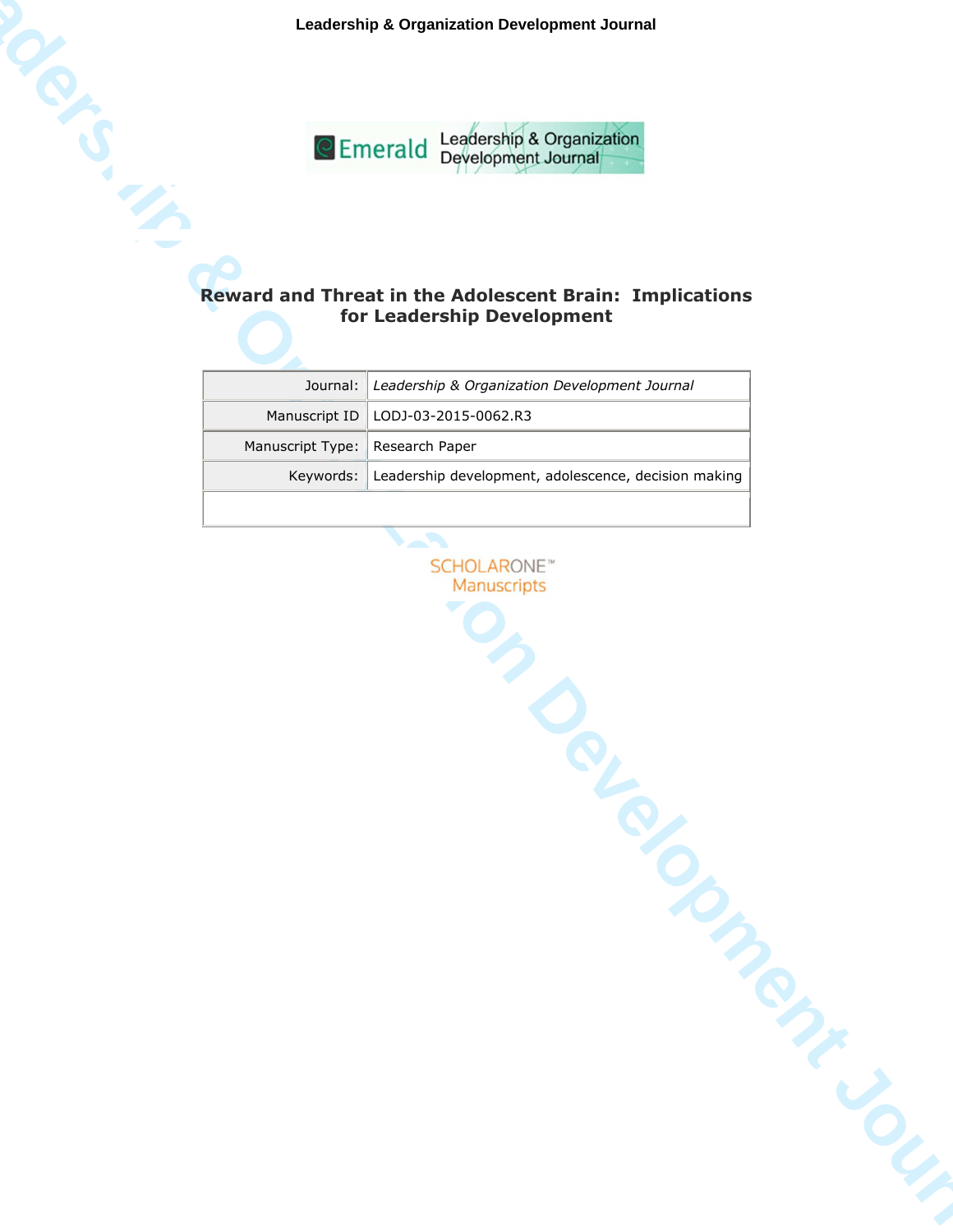# Reward and Threat in the Adolescent Brain: Implications for Leadership Development

| Journal: | *Leadership & Organization Development Journal* |
|---|---|
| Manuscript ID | LODJ-03-2015-0062.R3 |
| Manuscript Type: | Research Paper |
| Keywords: | Leadership development, adolescence, decision making |

SCHOLARONE™ Manuscripts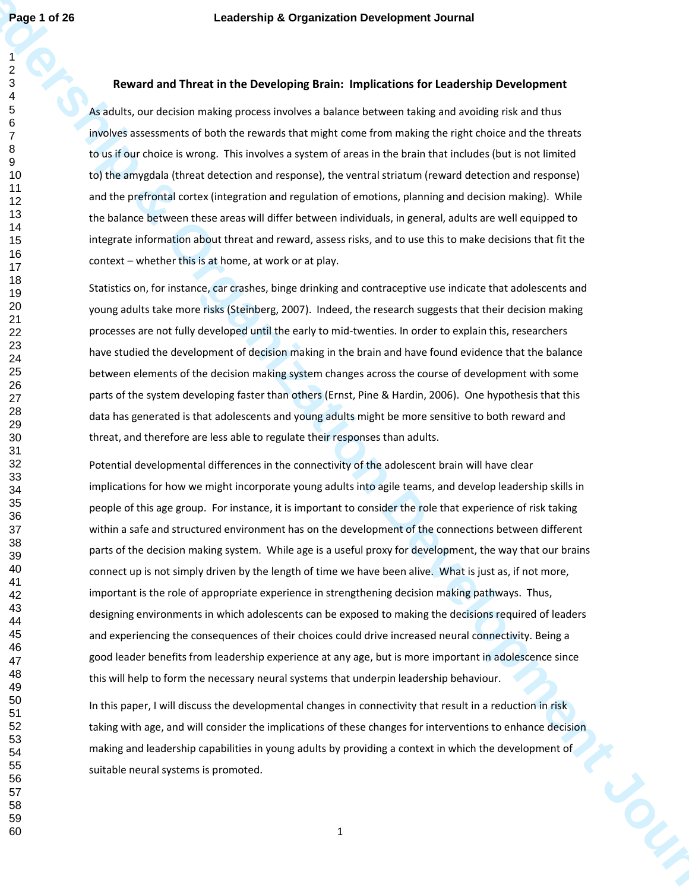## Reward and Threat in the Developing Brain: Implications for Leadership Development

As adults, our decision making process involves a balance between taking and avoiding risk and thus involves assessments of both the rewards that might come from making the right choice and the threats to us if our choice is wrong. This involves a system of areas in the brain that includes (but is not limited to) the amygdala (threat detection and response), the ventral striatum (reward detection and response) and the prefrontal cortex (integration and regulation of emotions, planning and decision making). While the balance between these areas will differ between individuals, in general, adults are well equipped to integrate information about threat and reward, assess risks, and to use this to make decisions that fit the context – whether this is at home, at work or at play.

Statistics on, for instance, car crashes, binge drinking and contraceptive use indicate that adolescents and young adults take more risks (Steinberg, 2007). Indeed, the research suggests that their decision making processes are not fully developed until the early to mid-twenties. In order to explain this, researchers have studied the development of decision making in the brain and have found evidence that the balance between elements of the decision making system changes across the course of development with some parts of the system developing faster than others (Ernst, Pine & Hardin, 2006). One hypothesis that this data has generated is that adolescents and young adults might be more sensitive to both reward and threat, and therefore are less able to regulate their responses than adults.

Potential developmental differences in the connectivity of the adolescent brain will have clear implications for how we might incorporate young adults into agile teams, and develop leadership skills in people of this age group. For instance, it is important to consider the role that experience of risk taking within a safe and structured environment has on the development of the connections between different parts of the decision making system. While age is a useful proxy for development, the way that our brains connect up is not simply driven by the length of time we have been alive. What is just as, if not more, important is the role of appropriate experience in strengthening decision making pathways. Thus, designing environments in which adolescents can be exposed to making the decisions required of leaders and experiencing the consequences of their choices could drive increased neural connectivity. Being a good leader benefits from leadership experience at any age, but is more important in adolescence since this will help to form the necessary neural systems that underpin leadership behaviour.

In this paper, I will discuss the developmental changes in connectivity that result in a reduction in risk taking with age, and will consider the implications of these changes for interventions to enhance decision making and leadership capabilities in young adults by providing a context in which the development of suitable neural systems is promoted.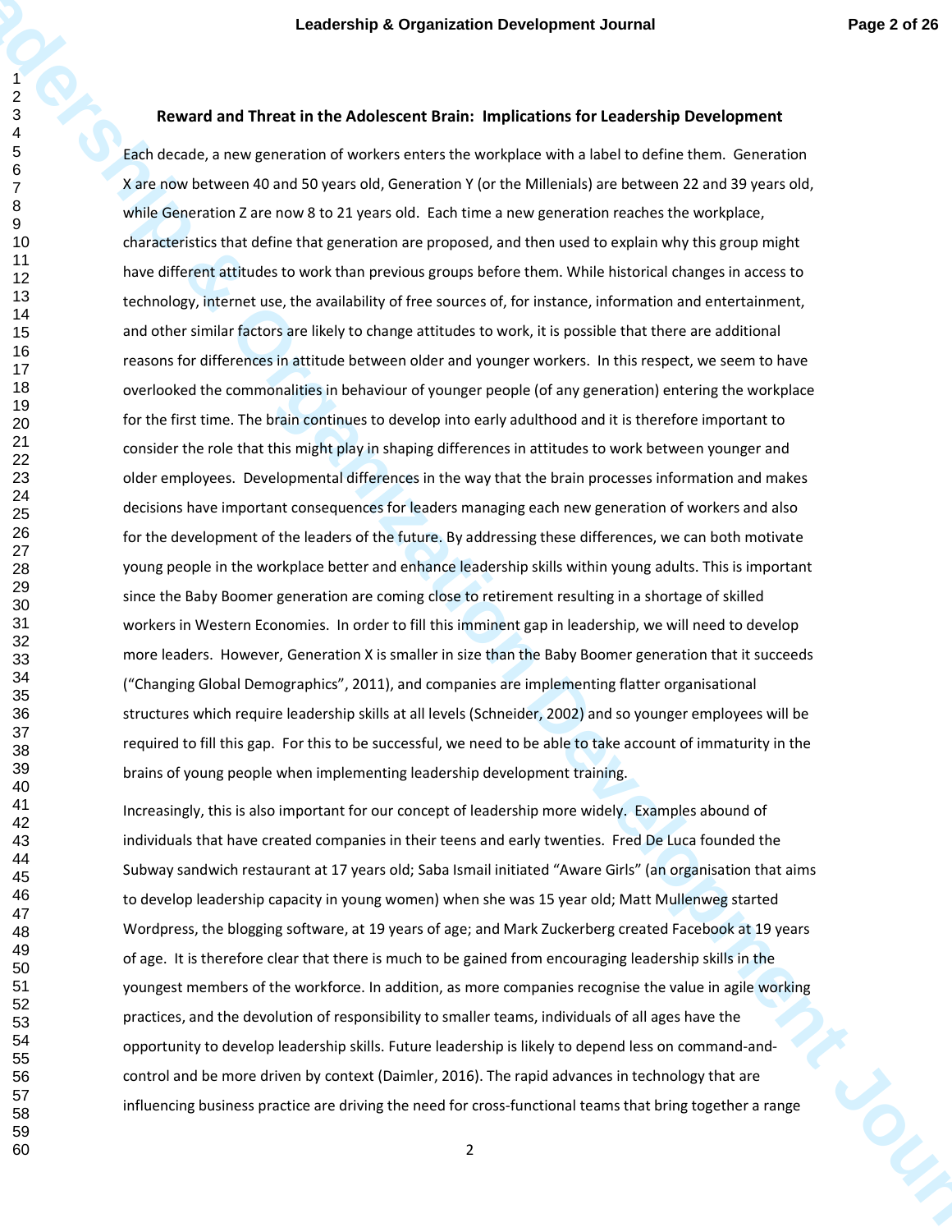## Reward and Threat in the Adolescent Brain: Implications for Leadership Development

Each decade, a new generation of workers enters the workplace with a label to define them. Generation X are now between 40 and 50 years old, Generation Y (or the Millenials) are between 22 and 39 years old, while Generation Z are now 8 to 21 years old. Each time a new generation reaches the workplace, characteristics that define that generation are proposed, and then used to explain why this group might have different attitudes to work than previous groups before them. While historical changes in access to technology, internet use, the availability of free sources of, for instance, information and entertainment, and other similar factors are likely to change attitudes to work, it is possible that there are additional reasons for differences in attitude between older and younger workers. In this respect, we seem to have overlooked the commonalities in behaviour of younger people (of any generation) entering the workplace for the first time. The brain continues to develop into early adulthood and it is therefore important to consider the role that this might play in shaping differences in attitudes to work between younger and older employees. Developmental differences in the way that the brain processes information and makes decisions have important consequences for leaders managing each new generation of workers and also for the development of the leaders of the future. By addressing these differences, we can both motivate young people in the workplace better and enhance leadership skills within young adults. This is important since the Baby Boomer generation are coming close to retirement resulting in a shortage of skilled workers in Western Economies. In order to fill this imminent gap in leadership, we will need to develop more leaders. However, Generation X is smaller in size than the Baby Boomer generation that it succeeds ("Changing Global Demographics", 2011), and companies are implementing flatter organisational structures which require leadership skills at all levels (Schneider, 2002) and so younger employees will be required to fill this gap. For this to be successful, we need to be able to take account of immaturity in the brains of young people when implementing leadership development training.

Increasingly, this is also important for our concept of leadership more widely. Examples abound of individuals that have created companies in their teens and early twenties. Fred De Luca founded the Subway sandwich restaurant at 17 years old; Saba Ismail initiated "Aware Girls" (an organisation that aims to develop leadership capacity in young women) when she was 15 year old; Matt Mullenweg started Wordpress, the blogging software, at 19 years of age; and Mark Zuckerberg created Facebook at 19 years of age. It is therefore clear that there is much to be gained from encouraging leadership skills in the youngest members of the workforce. In addition, as more companies recognise the value in agile working practices, and the devolution of responsibility to smaller teams, individuals of all ages have the opportunity to develop leadership skills. Future leadership is likely to depend less on command-and-control and be more driven by context (Daimler, 2016). The rapid advances in technology that are influencing business practice are driving the need for cross-functional teams that bring together a range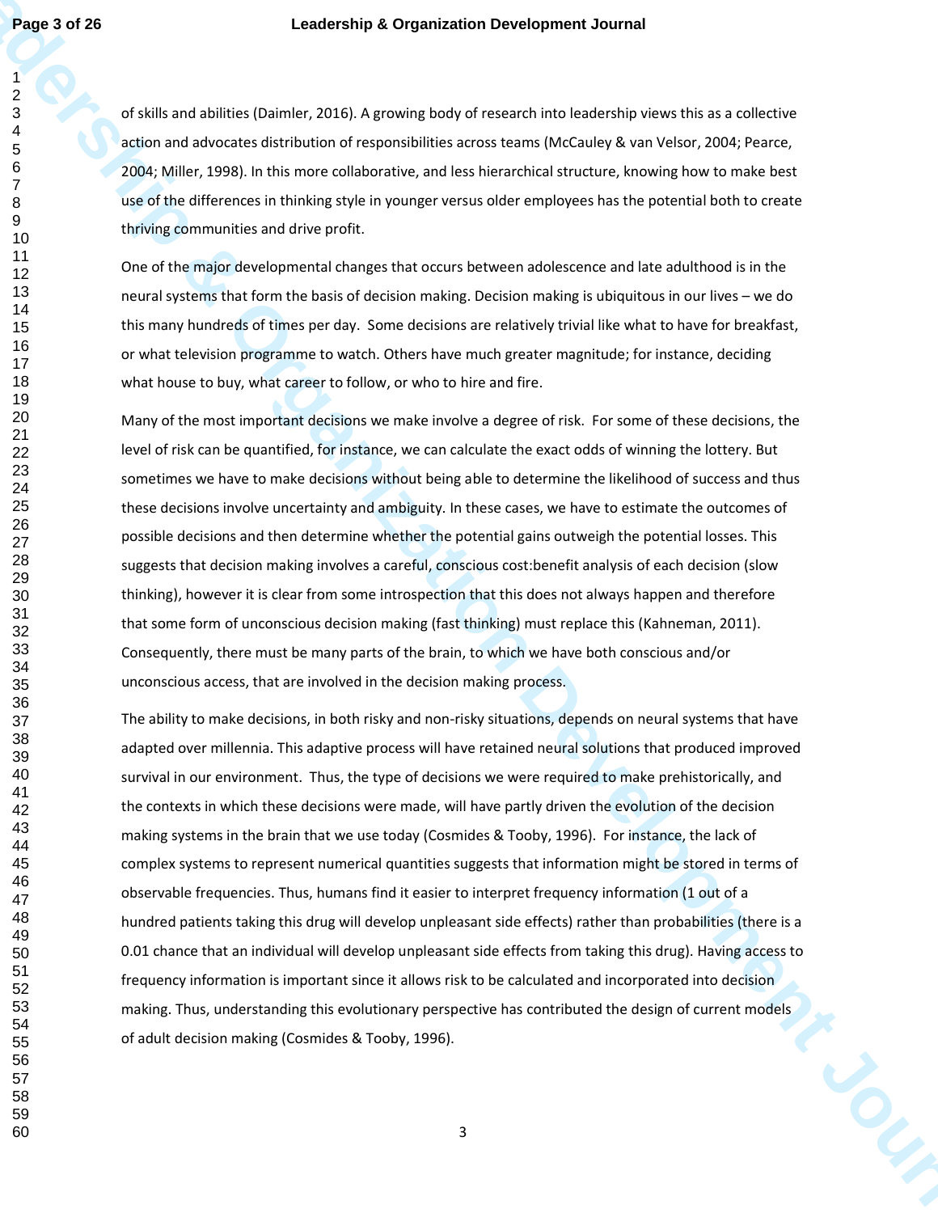of skills and abilities (Daimler, 2016). A growing body of research into leadership views this as a collective action and advocates distribution of responsibilities across teams (McCauley & van Velsor, 2004; Pearce, 2004; Miller, 1998). In this more collaborative, and less hierarchical structure, knowing how to make best use of the differences in thinking style in younger versus older employees has the potential both to create thriving communities and drive profit.

One of the major developmental changes that occurs between adolescence and late adulthood is in the neural systems that form the basis of decision making. Decision making is ubiquitous in our lives – we do this many hundreds of times per day. Some decisions are relatively trivial like what to have for breakfast, or what television programme to watch. Others have much greater magnitude; for instance, deciding what house to buy, what career to follow, or who to hire and fire.

Many of the most important decisions we make involve a degree of risk. For some of these decisions, the level of risk can be quantified, for instance, we can calculate the exact odds of winning the lottery. But sometimes we have to make decisions without being able to determine the likelihood of success and thus these decisions involve uncertainty and ambiguity. In these cases, we have to estimate the outcomes of possible decisions and then determine whether the potential gains outweigh the potential losses. This suggests that decision making involves a careful, conscious cost:benefit analysis of each decision (slow thinking), however it is clear from some introspection that this does not always happen and therefore that some form of unconscious decision making (fast thinking) must replace this (Kahneman, 2011). Consequently, there must be many parts of the brain, to which we have both conscious and/or unconscious access, that are involved in the decision making process.

The ability to make decisions, in both risky and non-risky situations, depends on neural systems that have adapted over millennia. This adaptive process will have retained neural solutions that produced improved survival in our environment. Thus, the type of decisions we were required to make prehistorically, and the contexts in which these decisions were made, will have partly driven the evolution of the decision making systems in the brain that we use today (Cosmides & Tooby, 1996). For instance, the lack of complex systems to represent numerical quantities suggests that information might be stored in terms of observable frequencies. Thus, humans find it easier to interpret frequency information (1 out of a hundred patients taking this drug will develop unpleasant side effects) rather than probabilities (there is a 0.01 chance that an individual will develop unpleasant side effects from taking this drug). Having access to frequency information is important since it allows risk to be calculated and incorporated into decision making. Thus, understanding this evolutionary perspective has contributed the design of current models of adult decision making (Cosmides & Tooby, 1996).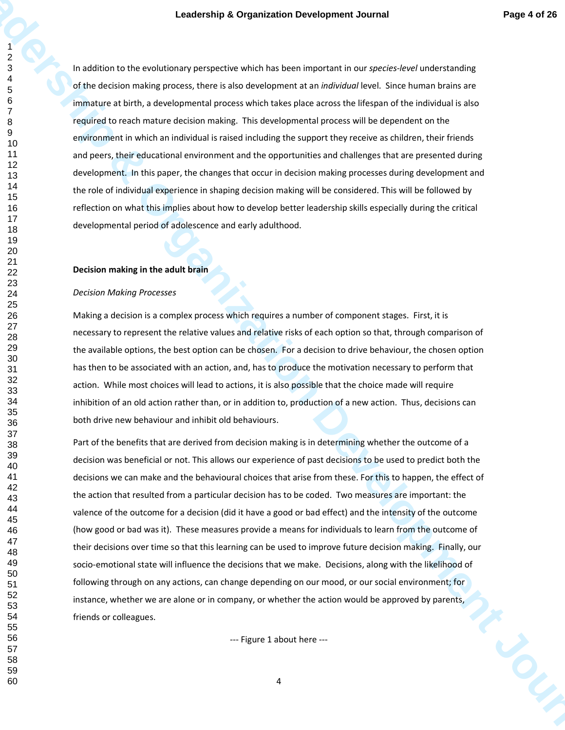In addition to the evolutionary perspective which has been important in our *species-level* understanding of the decision making process, there is also development at an *individual* level. Since human brains are immature at birth, a developmental process which takes place across the lifespan of the individual is also required to reach mature decision making. This developmental process will be dependent on the environment in which an individual is raised including the support they receive as children, their friends and peers, their educational environment and the opportunities and challenges that are presented during development. In this paper, the changes that occur in decision making processes during development and the role of individual experience in shaping decision making will be considered. This will be followed by reflection on what this implies about how to develop better leadership skills especially during the critical developmental period of adolescence and early adulthood.

**Decision making in the adult brain**

*Decision Making Processes*

Making a decision is a complex process which requires a number of component stages. First, it is necessary to represent the relative values and relative risks of each option so that, through comparison of the available options, the best option can be chosen. For a decision to drive behaviour, the chosen option has then to be associated with an action, and, has to produce the motivation necessary to perform that action. While most choices will lead to actions, it is also possible that the choice made will require inhibition of an old action rather than, or in addition to, production of a new action. Thus, decisions can both drive new behaviour and inhibit old behaviours.

Part of the benefits that are derived from decision making is in determining whether the outcome of a decision was beneficial or not. This allows our experience of past decisions to be used to predict both the decisions we can make and the behavioural choices that arise from these. For this to happen, the effect of the action that resulted from a particular decision has to be coded. Two measures are important: the valence of the outcome for a decision (did it have a good or bad effect) and the intensity of the outcome (how good or bad was it). These measures provide a means for individuals to learn from the outcome of their decisions over time so that this learning can be used to improve future decision making. Finally, our socio-emotional state will influence the decisions that we make. Decisions, along with the likelihood of following through on any actions, can change depending on our mood, or our social environment; for instance, whether we are alone or in company, or whether the action would be approved by parents, friends or colleagues.

--- Figure 1 about here ---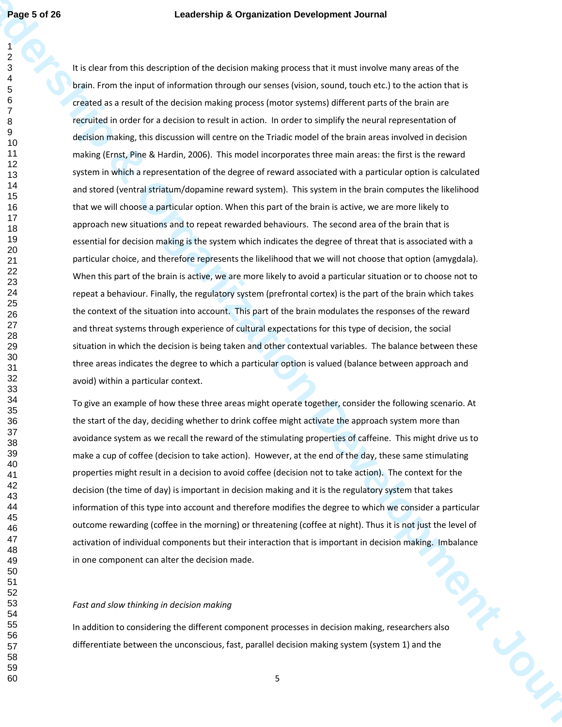It is clear from this description of the decision making process that it must involve many areas of the brain. From the input of information through our senses (vision, sound, touch etc.) to the action that is created as a result of the decision making process (motor systems) different parts of the brain are recruited in order for a decision to result in action. In order to simplify the neural representation of decision making, this discussion will centre on the Triadic model of the brain areas involved in decision making (Ernst, Pine & Hardin, 2006). This model incorporates three main areas: the first is the reward system in which a representation of the degree of reward associated with a particular option is calculated and stored (ventral striatum/dopamine reward system). This system in the brain computes the likelihood that we will choose a particular option. When this part of the brain is active, we are more likely to approach new situations and to repeat rewarded behaviours. The second area of the brain that is essential for decision making is the system which indicates the degree of threat that is associated with a particular choice, and therefore represents the likelihood that we will not choose that option (amygdala). When this part of the brain is active, we are more likely to avoid a particular situation or to choose not to repeat a behaviour. Finally, the regulatory system (prefrontal cortex) is the part of the brain which takes the context of the situation into account. This part of the brain modulates the responses of the reward and threat systems through experience of cultural expectations for this type of decision, the social situation in which the decision is being taken and other contextual variables. The balance between these three areas indicates the degree to which a particular option is valued (balance between approach and avoid) within a particular context.

To give an example of how these three areas might operate together, consider the following scenario. At the start of the day, deciding whether to drink coffee might activate the approach system more than avoidance system as we recall the reward of the stimulating properties of caffeine. This might drive us to make a cup of coffee (decision to take action). However, at the end of the day, these same stimulating properties might result in a decision to avoid coffee (decision not to take action). The context for the decision (the time of day) is important in decision making and it is the regulatory system that takes information of this type into account and therefore modifies the degree to which we consider a particular outcome rewarding (coffee in the morning) or threatening (coffee at night). Thus it is not just the level of activation of individual components but their interaction that is important in decision making. Imbalance in one component can alter the decision made.

*Fast and slow thinking in decision making*

In addition to considering the different component processes in decision making, researchers also differentiate between the unconscious, fast, parallel decision making system (system 1) and the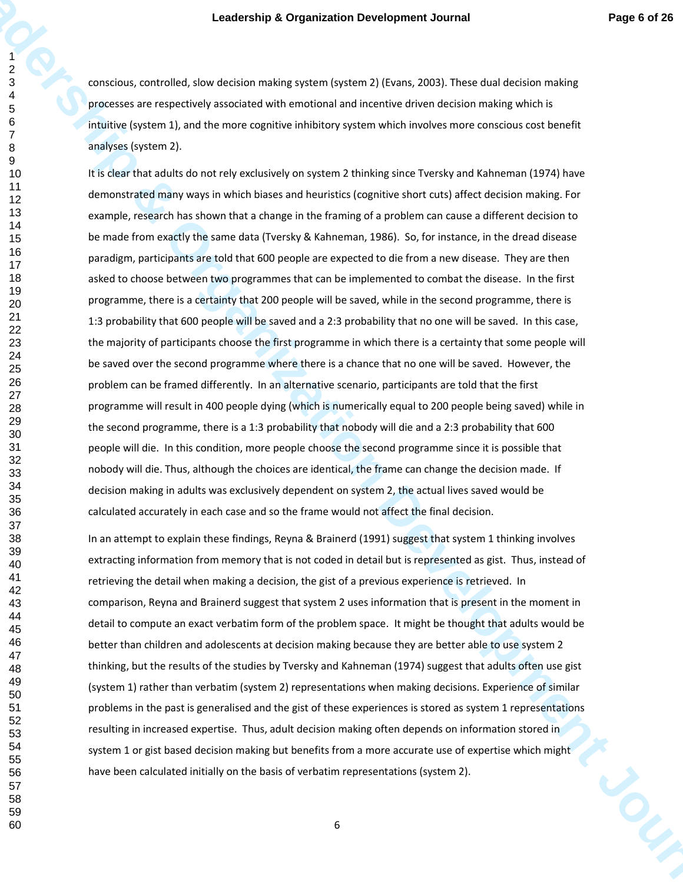conscious, controlled, slow decision making system (system 2) (Evans, 2003). These dual decision making processes are respectively associated with emotional and incentive driven decision making which is intuitive (system 1), and the more cognitive inhibitory system which involves more conscious cost benefit analyses (system 2).

It is clear that adults do not rely exclusively on system 2 thinking since Tversky and Kahneman (1974) have demonstrated many ways in which biases and heuristics (cognitive short cuts) affect decision making. For example, research has shown that a change in the framing of a problem can cause a different decision to be made from exactly the same data (Tversky & Kahneman, 1986). So, for instance, in the dread disease paradigm, participants are told that 600 people are expected to die from a new disease. They are then asked to choose between two programmes that can be implemented to combat the disease. In the first programme, there is a certainty that 200 people will be saved, while in the second programme, there is 1:3 probability that 600 people will be saved and a 2:3 probability that no one will be saved. In this case, the majority of participants choose the first programme in which there is a certainty that some people will be saved over the second programme where there is a chance that no one will be saved. However, the problem can be framed differently. In an alternative scenario, participants are told that the first programme will result in 400 people dying (which is numerically equal to 200 people being saved) while in the second programme, there is a 1:3 probability that nobody will die and a 2:3 probability that 600 people will die. In this condition, more people choose the second programme since it is possible that nobody will die. Thus, although the choices are identical, the frame can change the decision made. If decision making in adults was exclusively dependent on system 2, the actual lives saved would be calculated accurately in each case and so the frame would not affect the final decision.

In an attempt to explain these findings, Reyna & Brainerd (1991) suggest that system 1 thinking involves extracting information from memory that is not coded in detail but is represented as gist. Thus, instead of retrieving the detail when making a decision, the gist of a previous experience is retrieved. In comparison, Reyna and Brainerd suggest that system 2 uses information that is present in the moment in detail to compute an exact verbatim form of the problem space. It might be thought that adults would be better than children and adolescents at decision making because they are better able to use system 2 thinking, but the results of the studies by Tversky and Kahneman (1974) suggest that adults often use gist (system 1) rather than verbatim (system 2) representations when making decisions. Experience of similar problems in the past is generalised and the gist of these experiences is stored as system 1 representations resulting in increased expertise. Thus, adult decision making often depends on information stored in system 1 or gist based decision making but benefits from a more accurate use of expertise which might have been calculated initially on the basis of verbatim representations (system 2).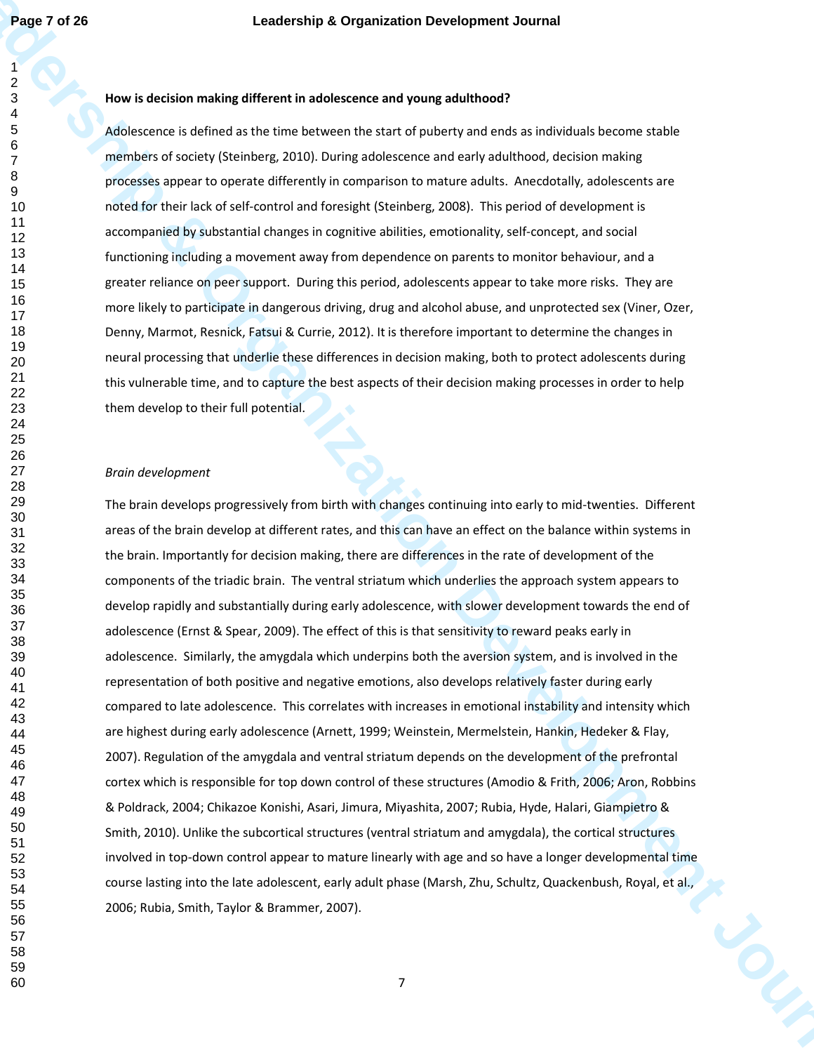**How is decision making different in adolescence and young adulthood?**

Adolescence is defined as the time between the start of puberty and ends as individuals become stable members of society (Steinberg, 2010). During adolescence and early adulthood, decision making processes appear to operate differently in comparison to mature adults. Anecdotally, adolescents are noted for their lack of self-control and foresight (Steinberg, 2008). This period of development is accompanied by substantial changes in cognitive abilities, emotionality, self-concept, and social functioning including a movement away from dependence on parents to monitor behaviour, and a greater reliance on peer support. During this period, adolescents appear to take more risks. They are more likely to participate in dangerous driving, drug and alcohol abuse, and unprotected sex (Viner, Ozer, Denny, Marmot, Resnick, Fatsui & Currie, 2012). It is therefore important to determine the changes in neural processing that underlie these differences in decision making, both to protect adolescents during this vulnerable time, and to capture the best aspects of their decision making processes in order to help them develop to their full potential.

*Brain development*

The brain develops progressively from birth with changes continuing into early to mid-twenties. Different areas of the brain develop at different rates, and this can have an effect on the balance within systems in the brain. Importantly for decision making, there are differences in the rate of development of the components of the triadic brain. The ventral striatum which underlies the approach system appears to develop rapidly and substantially during early adolescence, with slower development towards the end of adolescence (Ernst & Spear, 2009). The effect of this is that sensitivity to reward peaks early in adolescence. Similarly, the amygdala which underpins both the aversion system, and is involved in the representation of both positive and negative emotions, also develops relatively faster during early compared to late adolescence. This correlates with increases in emotional instability and intensity which are highest during early adolescence (Arnett, 1999; Weinstein, Mermelstein, Hankin, Hedeker & Flay, 2007). Regulation of the amygdala and ventral striatum depends on the development of the prefrontal cortex which is responsible for top down control of these structures (Amodio & Frith, 2006; Aron, Robbins & Poldrack, 2004; Chikazoe Konishi, Asari, Jimura, Miyashita, 2007; Rubia, Hyde, Halari, Giampietro & Smith, 2010). Unlike the subcortical structures (ventral striatum and amygdala), the cortical structures involved in top-down control appear to mature linearly with age and so have a longer developmental time course lasting into the late adolescent, early adult phase (Marsh, Zhu, Schultz, Quackenbush, Royal, et al., 2006; Rubia, Smith, Taylor & Brammer, 2007).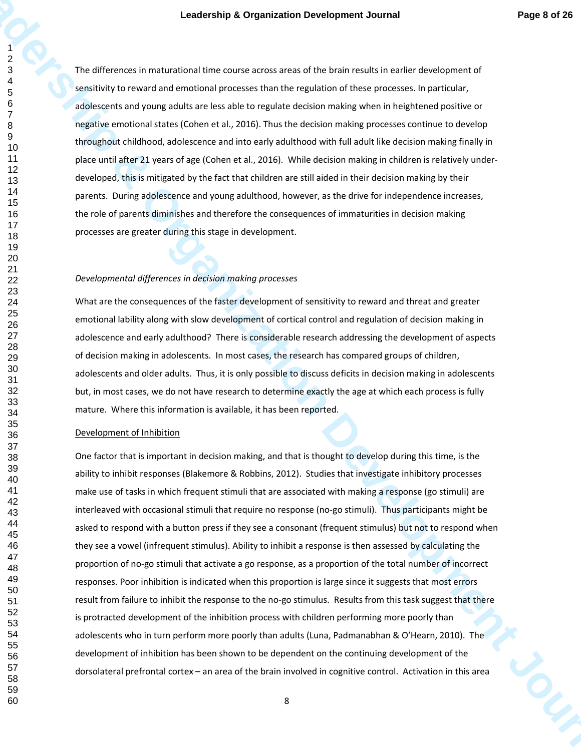The differences in maturational time course across areas of the brain results in earlier development of sensitivity to reward and emotional processes than the regulation of these processes. In particular, adolescents and young adults are less able to regulate decision making when in heightened positive or negative emotional states (Cohen et al., 2016). Thus the decision making processes continue to develop throughout childhood, adolescence and into early adulthood with full adult like decision making finally in place until after 21 years of age (Cohen et al., 2016). While decision making in children is relatively under-developed, this is mitigated by the fact that children are still aided in their decision making by their parents. During adolescence and young adulthood, however, as the drive for independence increases, the role of parents diminishes and therefore the consequences of immaturities in decision making processes are greater during this stage in development.

*Developmental differences in decision making processes*

What are the consequences of the faster development of sensitivity to reward and threat and greater emotional lability along with slow development of cortical control and regulation of decision making in adolescence and early adulthood? There is considerable research addressing the development of aspects of decision making in adolescents. In most cases, the research has compared groups of children, adolescents and older adults. Thus, it is only possible to discuss deficits in decision making in adolescents but, in most cases, we do not have research to determine exactly the age at which each process is fully mature. Where this information is available, it has been reported.

<u>Development of Inhibition</u>

One factor that is important in decision making, and that is thought to develop during this time, is the ability to inhibit responses (Blakemore & Robbins, 2012). Studies that investigate inhibitory processes make use of tasks in which frequent stimuli that are associated with making a response (go stimuli) are interleaved with occasional stimuli that require no response (no-go stimuli). Thus participants might be asked to respond with a button press if they see a consonant (frequent stimulus) but not to respond when they see a vowel (infrequent stimulus). Ability to inhibit a response is then assessed by calculating the proportion of no-go stimuli that activate a go response, as a proportion of the total number of incorrect responses. Poor inhibition is indicated when this proportion is large since it suggests that most errors result from failure to inhibit the response to the no-go stimulus. Results from this task suggest that there is protracted development of the inhibition process with children performing more poorly than adolescents who in turn perform more poorly than adults (Luna, Padmanabhan & O'Hearn, 2010). The development of inhibition has been shown to be dependent on the continuing development of the dorsolateral prefrontal cortex – an area of the brain involved in cognitive control. Activation in this area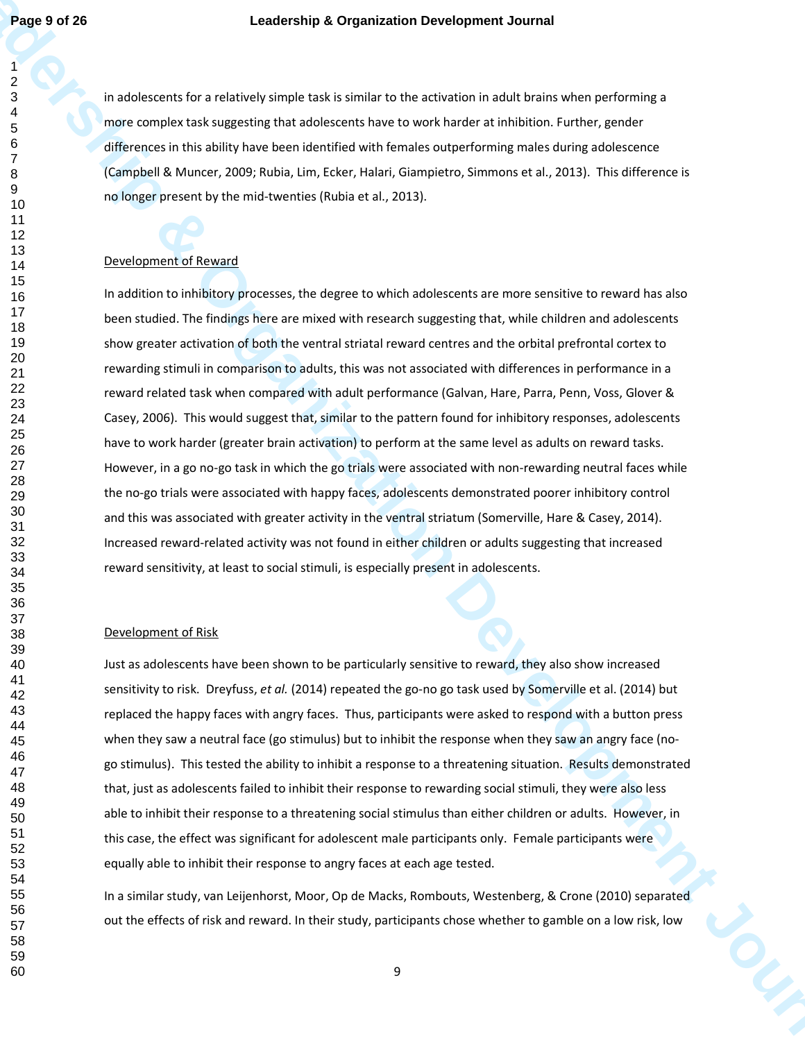in adolescents for a relatively simple task is similar to the activation in adult brains when performing a more complex task suggesting that adolescents have to work harder at inhibition. Further, gender differences in this ability have been identified with females outperforming males during adolescence (Campbell & Muncer, 2009; Rubia, Lim, Ecker, Halari, Giampietro, Simmons et al., 2013). This difference is no longer present by the mid-twenties (Rubia et al., 2013).

## Development of Reward

In addition to inhibitory processes, the degree to which adolescents are more sensitive to reward has also been studied. The findings here are mixed with research suggesting that, while children and adolescents show greater activation of both the ventral striatal reward centres and the orbital prefrontal cortex to rewarding stimuli in comparison to adults, this was not associated with differences in performance in a reward related task when compared with adult performance (Galvan, Hare, Parra, Penn, Voss, Glover & Casey, 2006). This would suggest that, similar to the pattern found for inhibitory responses, adolescents have to work harder (greater brain activation) to perform at the same level as adults on reward tasks. However, in a go no-go task in which the go trials were associated with non-rewarding neutral faces while the no-go trials were associated with happy faces, adolescents demonstrated poorer inhibitory control and this was associated with greater activity in the ventral striatum (Somerville, Hare & Casey, 2014). Increased reward-related activity was not found in either children or adults suggesting that increased reward sensitivity, at least to social stimuli, is especially present in adolescents.

## Development of Risk

Just as adolescents have been shown to be particularly sensitive to reward, they also show increased sensitivity to risk. Dreyfuss, *et al.* (2014) repeated the go-no go task used by Somerville et al. (2014) but replaced the happy faces with angry faces. Thus, participants were asked to respond with a button press when they saw a neutral face (go stimulus) but to inhibit the response when they saw an angry face (no-go stimulus). This tested the ability to inhibit a response to a threatening situation. Results demonstrated that, just as adolescents failed to inhibit their response to rewarding social stimuli, they were also less able to inhibit their response to a threatening social stimulus than either children or adults. However, in this case, the effect was significant for adolescent male participants only. Female participants were equally able to inhibit their response to angry faces at each age tested.

In a similar study, van Leijenhorst, Moor, Op de Macks, Rombouts, Westenberg, & Crone (2010) separated out the effects of risk and reward. In their study, participants chose whether to gamble on a low risk, low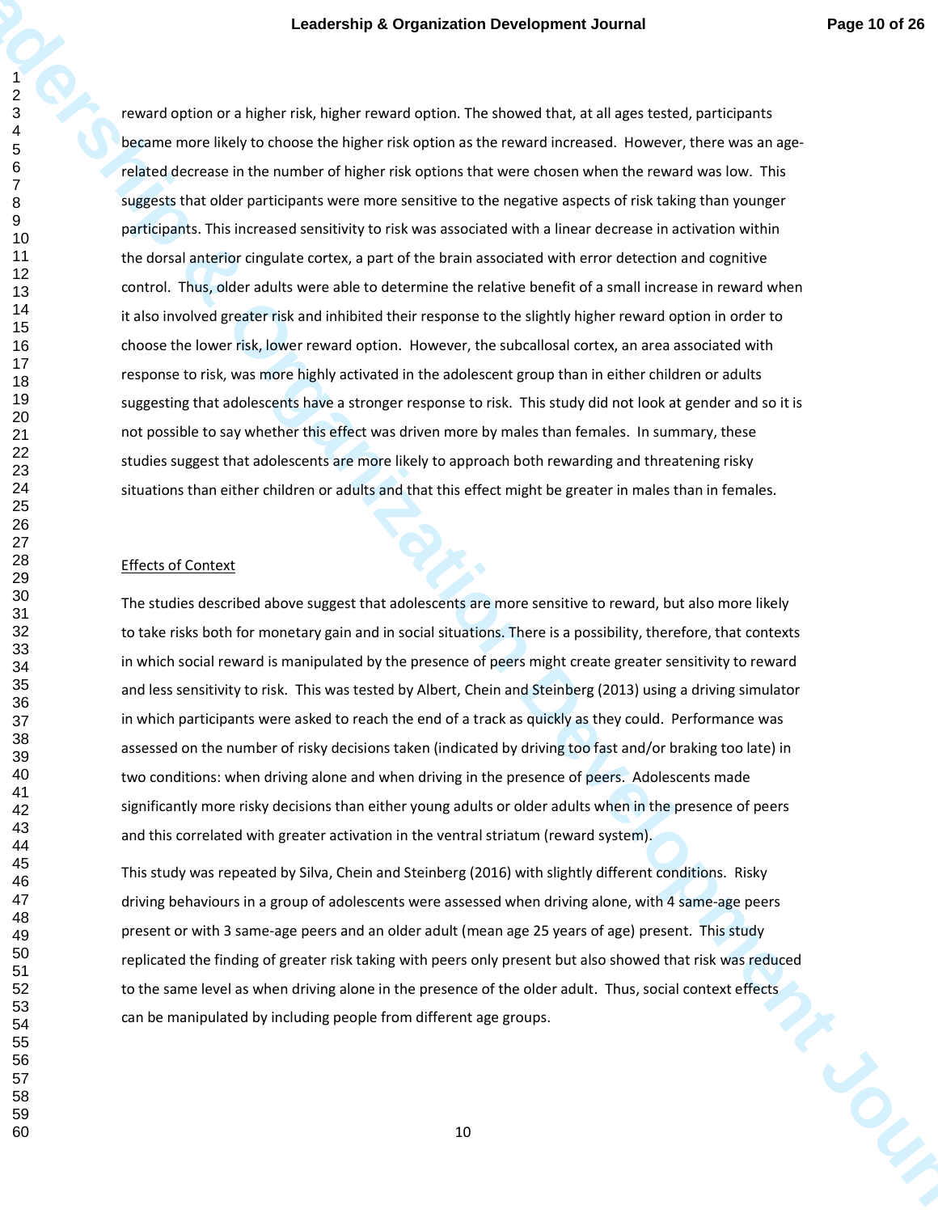reward option or a higher risk, higher reward option. The showed that, at all ages tested, participants became more likely to choose the higher risk option as the reward increased. However, there was an age-related decrease in the number of higher risk options that were chosen when the reward was low. This suggests that older participants were more sensitive to the negative aspects of risk taking than younger participants. This increased sensitivity to risk was associated with a linear decrease in activation within the dorsal anterior cingulate cortex, a part of the brain associated with error detection and cognitive control. Thus, older adults were able to determine the relative benefit of a small increase in reward when it also involved greater risk and inhibited their response to the slightly higher reward option in order to choose the lower risk, lower reward option. However, the subcallosal cortex, an area associated with response to risk, was more highly activated in the adolescent group than in either children or adults suggesting that adolescents have a stronger response to risk. This study did not look at gender and so it is not possible to say whether this effect was driven more by males than females. In summary, these studies suggest that adolescents are more likely to approach both rewarding and threatening risky situations than either children or adults and that this effect might be greater in males than in females.

Effects of Context

The studies described above suggest that adolescents are more sensitive to reward, but also more likely to take risks both for monetary gain and in social situations. There is a possibility, therefore, that contexts in which social reward is manipulated by the presence of peers might create greater sensitivity to reward and less sensitivity to risk. This was tested by Albert, Chein and Steinberg (2013) using a driving simulator in which participants were asked to reach the end of a track as quickly as they could. Performance was assessed on the number of risky decisions taken (indicated by driving too fast and/or braking too late) in two conditions: when driving alone and when driving in the presence of peers. Adolescents made significantly more risky decisions than either young adults or older adults when in the presence of peers and this correlated with greater activation in the ventral striatum (reward system).

This study was repeated by Silva, Chein and Steinberg (2016) with slightly different conditions. Risky driving behaviours in a group of adolescents were assessed when driving alone, with 4 same-age peers present or with 3 same-age peers and an older adult (mean age 25 years of age) present. This study replicated the finding of greater risk taking with peers only present but also showed that risk was reduced to the same level as when driving alone in the presence of the older adult. Thus, social context effects can be manipulated by including people from different age groups.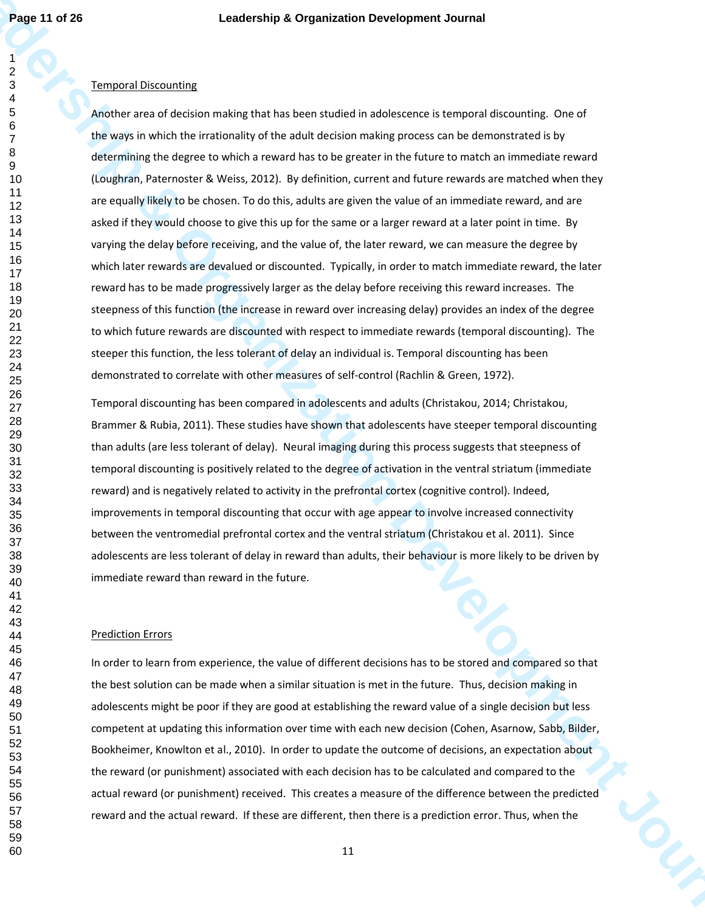## Temporal Discounting

Another area of decision making that has been studied in adolescence is temporal discounting. One of the ways in which the irrationality of the adult decision making process can be demonstrated is by determining the degree to which a reward has to be greater in the future to match an immediate reward (Loughran, Paternoster & Weiss, 2012). By definition, current and future rewards are matched when they are equally likely to be chosen. To do this, adults are given the value of an immediate reward, and are asked if they would choose to give this up for the same or a larger reward at a later point in time. By varying the delay before receiving, and the value of, the later reward, we can measure the degree by which later rewards are devalued or discounted. Typically, in order to match immediate reward, the later reward has to be made progressively larger as the delay before receiving this reward increases. The steepness of this function (the increase in reward over increasing delay) provides an index of the degree to which future rewards are discounted with respect to immediate rewards (temporal discounting). The steeper this function, the less tolerant of delay an individual is. Temporal discounting has been demonstrated to correlate with other measures of self-control (Rachlin & Green, 1972).

Temporal discounting has been compared in adolescents and adults (Christakou, 2014; Christakou, Brammer & Rubia, 2011). These studies have shown that adolescents have steeper temporal discounting than adults (are less tolerant of delay). Neural imaging during this process suggests that steepness of temporal discounting is positively related to the degree of activation in the ventral striatum (immediate reward) and is negatively related to activity in the prefrontal cortex (cognitive control). Indeed, improvements in temporal discounting that occur with age appear to involve increased connectivity between the ventromedial prefrontal cortex and the ventral striatum (Christakou et al. 2011). Since adolescents are less tolerant of delay in reward than adults, their behaviour is more likely to be driven by immediate reward than reward in the future.

## Prediction Errors

In order to learn from experience, the value of different decisions has to be stored and compared so that the best solution can be made when a similar situation is met in the future. Thus, decision making in adolescents might be poor if they are good at establishing the reward value of a single decision but less competent at updating this information over time with each new decision (Cohen, Asarnow, Sabb, Bilder, Bookheimer, Knowlton et al., 2010). In order to update the outcome of decisions, an expectation about the reward (or punishment) associated with each decision has to be calculated and compared to the actual reward (or punishment) received. This creates a measure of the difference between the predicted reward and the actual reward. If these are different, then there is a prediction error. Thus, when the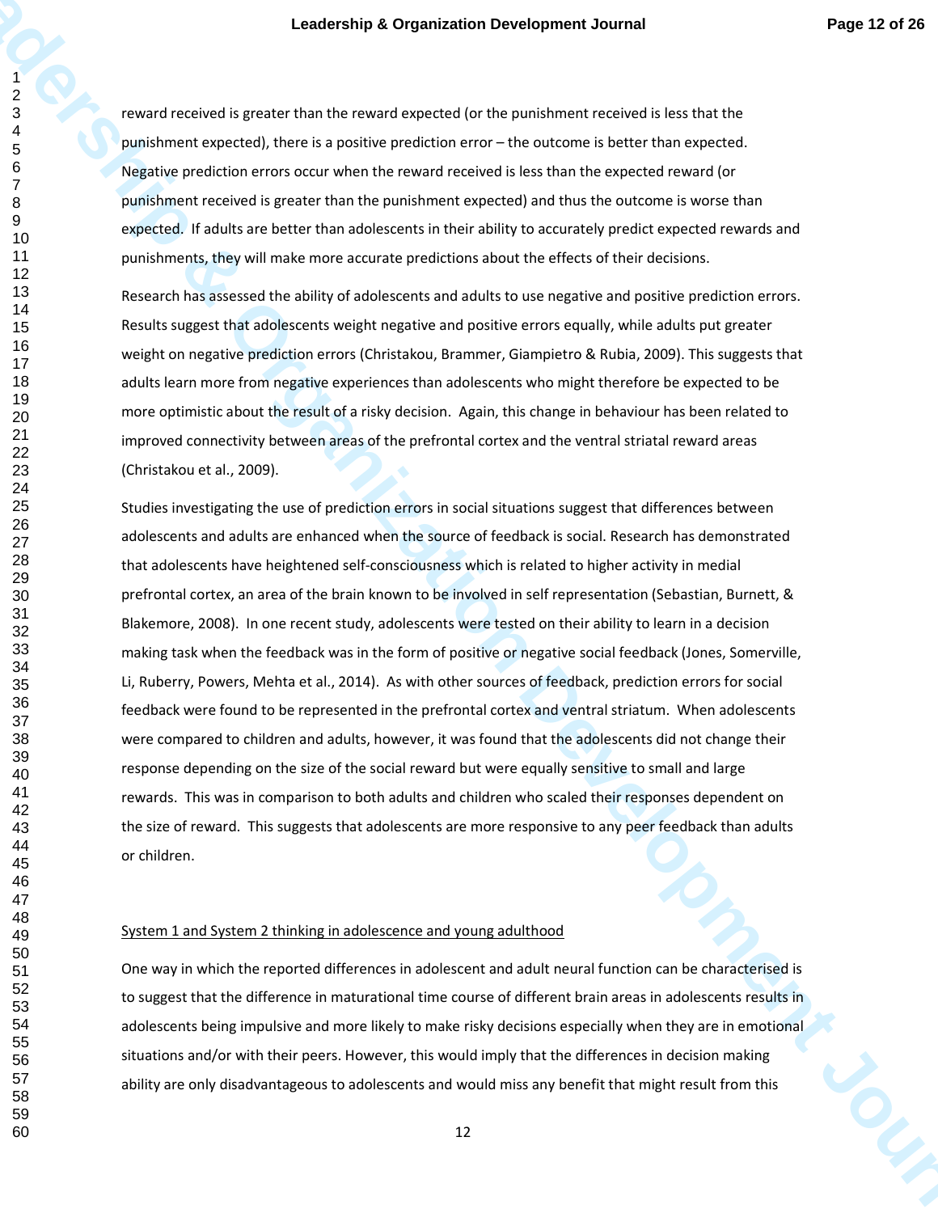reward received is greater than the reward expected (or the punishment received is less that the punishment expected), there is a positive prediction error – the outcome is better than expected. Negative prediction errors occur when the reward received is less than the expected reward (or punishment received is greater than the punishment expected) and thus the outcome is worse than expected. If adults are better than adolescents in their ability to accurately predict expected rewards and punishments, they will make more accurate predictions about the effects of their decisions.

Research has assessed the ability of adolescents and adults to use negative and positive prediction errors. Results suggest that adolescents weight negative and positive errors equally, while adults put greater weight on negative prediction errors (Christakou, Brammer, Giampietro & Rubia, 2009). This suggests that adults learn more from negative experiences than adolescents who might therefore be expected to be more optimistic about the result of a risky decision. Again, this change in behaviour has been related to improved connectivity between areas of the prefrontal cortex and the ventral striatal reward areas (Christakou et al., 2009).

Studies investigating the use of prediction errors in social situations suggest that differences between adolescents and adults are enhanced when the source of feedback is social. Research has demonstrated that adolescents have heightened self-consciousness which is related to higher activity in medial prefrontal cortex, an area of the brain known to be involved in self representation (Sebastian, Burnett, & Blakemore, 2008). In one recent study, adolescents were tested on their ability to learn in a decision making task when the feedback was in the form of positive or negative social feedback (Jones, Somerville, Li, Ruberry, Powers, Mehta et al., 2014). As with other sources of feedback, prediction errors for social feedback were found to be represented in the prefrontal cortex and ventral striatum. When adolescents were compared to children and adults, however, it was found that the adolescents did not change their response depending on the size of the social reward but were equally sensitive to small and large rewards. This was in comparison to both adults and children who scaled their responses dependent on the size of reward. This suggests that adolescents are more responsive to any peer feedback than adults or children.

<u>System 1 and System 2 thinking in adolescence and young adulthood</u>

One way in which the reported differences in adolescent and adult neural function can be characterised is to suggest that the difference in maturational time course of different brain areas in adolescents results in adolescents being impulsive and more likely to make risky decisions especially when they are in emotional situations and/or with their peers. However, this would imply that the differences in decision making ability are only disadvantageous to adolescents and would miss any benefit that might result from this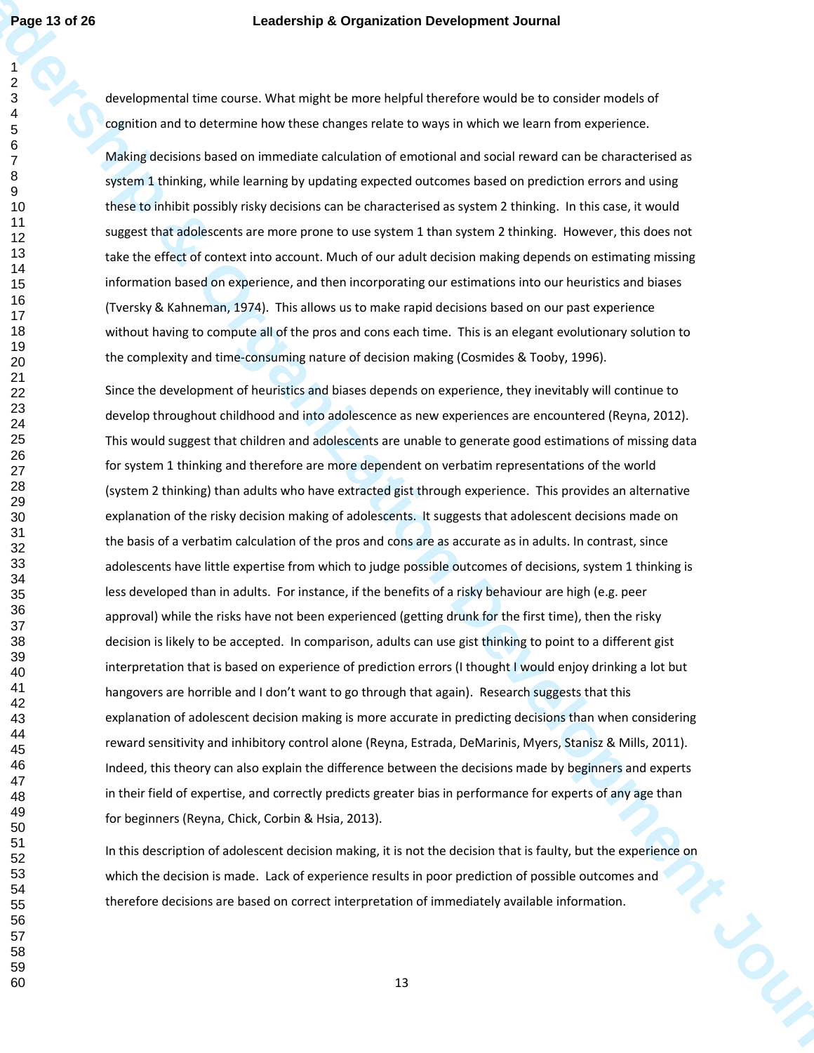developmental time course. What might be more helpful therefore would be to consider models of cognition and to determine how these changes relate to ways in which we learn from experience.

Making decisions based on immediate calculation of emotional and social reward can be characterised as system 1 thinking, while learning by updating expected outcomes based on prediction errors and using these to inhibit possibly risky decisions can be characterised as system 2 thinking. In this case, it would suggest that adolescents are more prone to use system 1 than system 2 thinking. However, this does not take the effect of context into account. Much of our adult decision making depends on estimating missing information based on experience, and then incorporating our estimations into our heuristics and biases (Tversky & Kahneman, 1974). This allows us to make rapid decisions based on our past experience without having to compute all of the pros and cons each time. This is an elegant evolutionary solution to the complexity and time-consuming nature of decision making (Cosmides & Tooby, 1996).

Since the development of heuristics and biases depends on experience, they inevitably will continue to develop throughout childhood and into adolescence as new experiences are encountered (Reyna, 2012). This would suggest that children and adolescents are unable to generate good estimations of missing data for system 1 thinking and therefore are more dependent on verbatim representations of the world (system 2 thinking) than adults who have extracted gist through experience. This provides an alternative explanation of the risky decision making of adolescents. It suggests that adolescent decisions made on the basis of a verbatim calculation of the pros and cons are as accurate as in adults. In contrast, since adolescents have little expertise from which to judge possible outcomes of decisions, system 1 thinking is less developed than in adults. For instance, if the benefits of a risky behaviour are high (e.g. peer approval) while the risks have not been experienced (getting drunk for the first time), then the risky decision is likely to be accepted. In comparison, adults can use gist thinking to point to a different gist interpretation that is based on experience of prediction errors (I thought I would enjoy drinking a lot but hangovers are horrible and I don't want to go through that again). Research suggests that this explanation of adolescent decision making is more accurate in predicting decisions than when considering reward sensitivity and inhibitory control alone (Reyna, Estrada, DeMarinis, Myers, Stanisz & Mills, 2011). Indeed, this theory can also explain the difference between the decisions made by beginners and experts in their field of expertise, and correctly predicts greater bias in performance for experts of any age than for beginners (Reyna, Chick, Corbin & Hsia, 2013).

In this description of adolescent decision making, it is not the decision that is faulty, but the experience on which the decision is made. Lack of experience results in poor prediction of possible outcomes and therefore decisions are based on correct interpretation of immediately available information.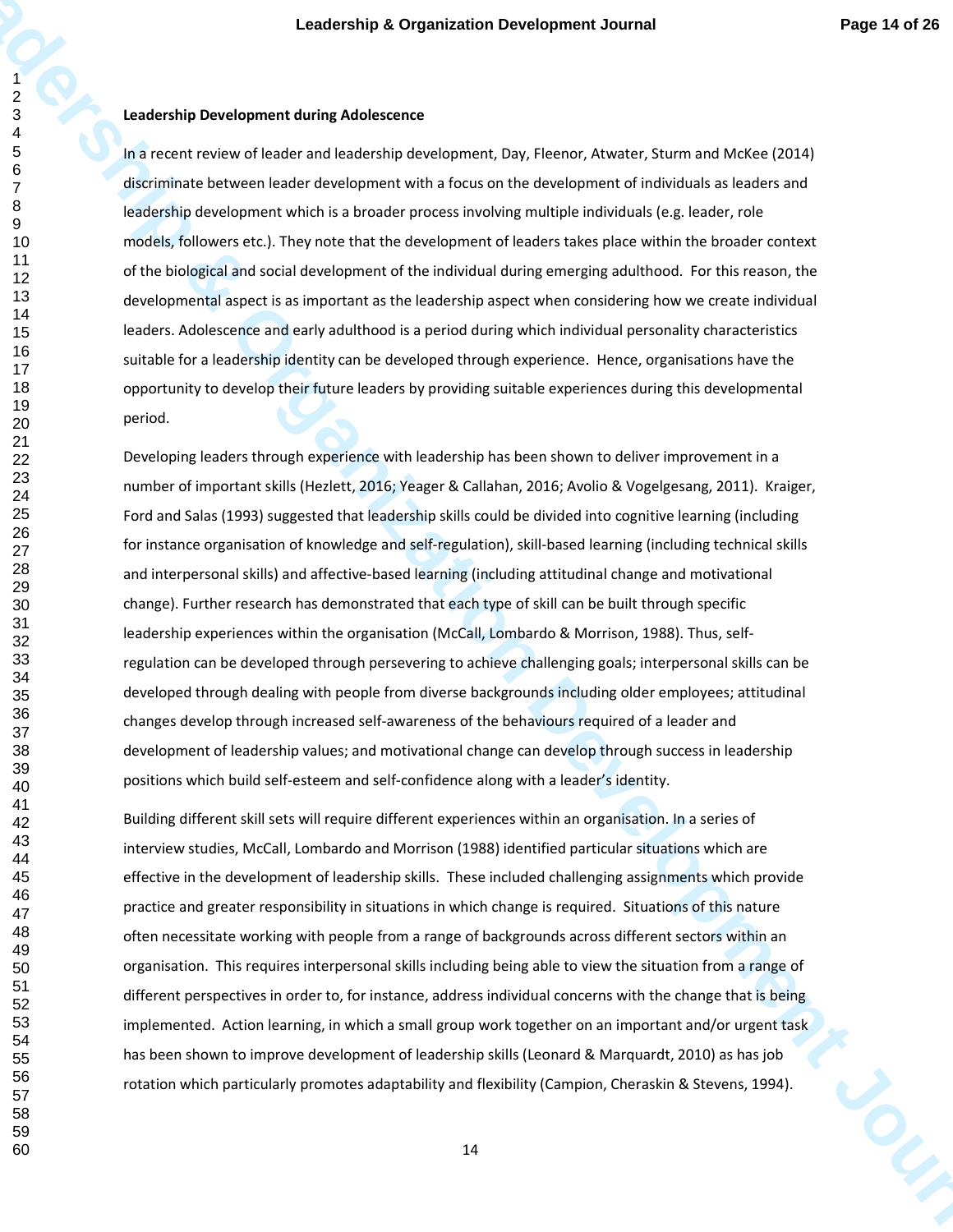**Leadership Development during Adolescence**

In a recent review of leader and leadership development, Day, Fleenor, Atwater, Sturm and McKee (2014) discriminate between leader development with a focus on the development of individuals as leaders and leadership development which is a broader process involving multiple individuals (e.g. leader, role models, followers etc.). They note that the development of leaders takes place within the broader context of the biological and social development of the individual during emerging adulthood. For this reason, the developmental aspect is as important as the leadership aspect when considering how we create individual leaders. Adolescence and early adulthood is a period during which individual personality characteristics suitable for a leadership identity can be developed through experience. Hence, organisations have the opportunity to develop their future leaders by providing suitable experiences during this developmental period.

Developing leaders through experience with leadership has been shown to deliver improvement in a number of important skills (Hezlett, 2016; Yeager & Callahan, 2016; Avolio & Vogelgesang, 2011). Kraiger, Ford and Salas (1993) suggested that leadership skills could be divided into cognitive learning (including for instance organisation of knowledge and self-regulation), skill-based learning (including technical skills and interpersonal skills) and affective-based learning (including attitudinal change and motivational change). Further research has demonstrated that each type of skill can be built through specific leadership experiences within the organisation (McCall, Lombardo & Morrison, 1988). Thus, self-regulation can be developed through persevering to achieve challenging goals; interpersonal skills can be developed through dealing with people from diverse backgrounds including older employees; attitudinal changes develop through increased self-awareness of the behaviours required of a leader and development of leadership values; and motivational change can develop through success in leadership positions which build self-esteem and self-confidence along with a leader's identity.

Building different skill sets will require different experiences within an organisation. In a series of interview studies, McCall, Lombardo and Morrison (1988) identified particular situations which are effective in the development of leadership skills. These included challenging assignments which provide practice and greater responsibility in situations in which change is required. Situations of this nature often necessitate working with people from a range of backgrounds across different sectors within an organisation. This requires interpersonal skills including being able to view the situation from a range of different perspectives in order to, for instance, address individual concerns with the change that is being implemented. Action learning, in which a small group work together on an important and/or urgent task has been shown to improve development of leadership skills (Leonard & Marquardt, 2010) as has job rotation which particularly promotes adaptability and flexibility (Campion, Cheraskin & Stevens, 1994).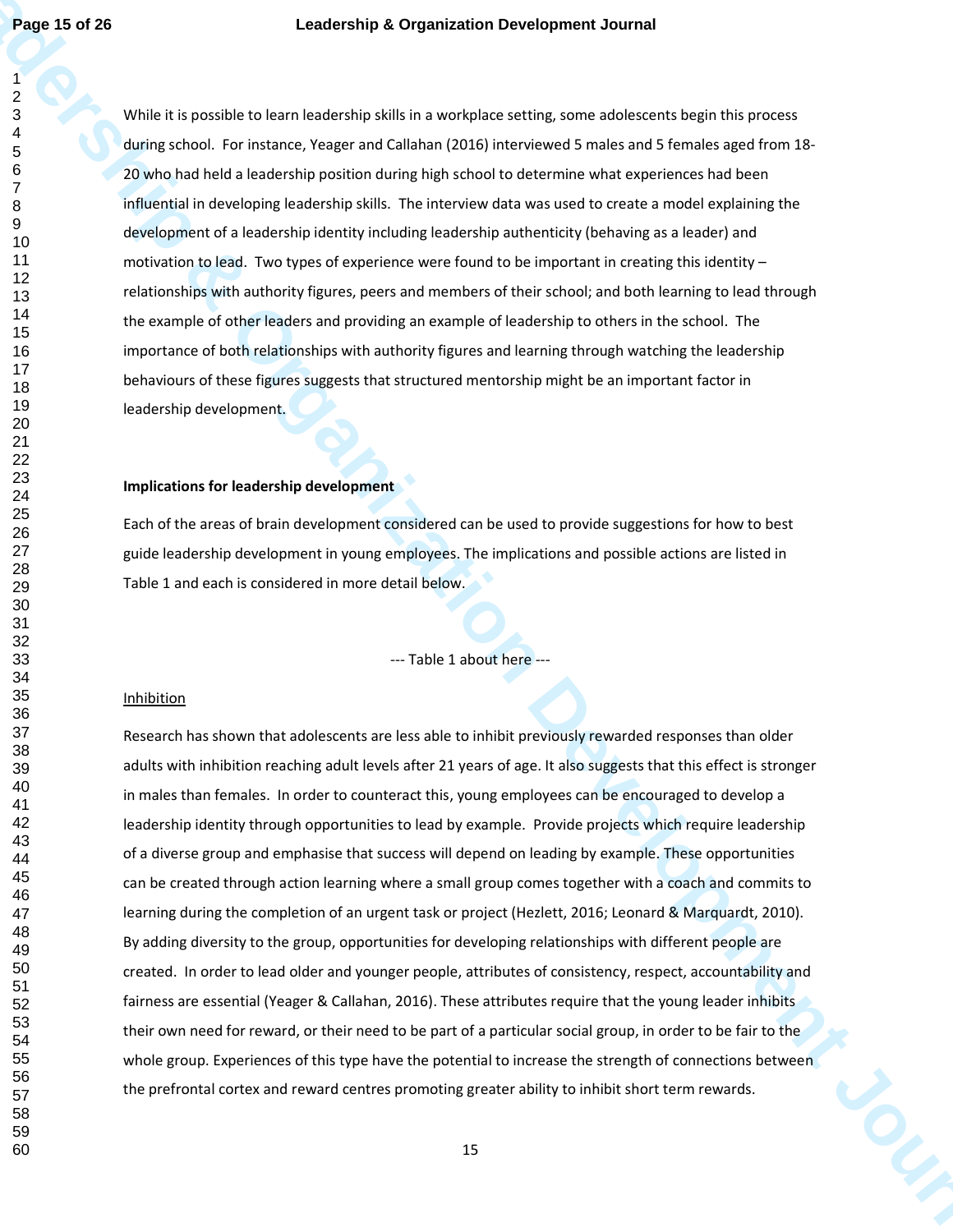While it is possible to learn leadership skills in a workplace setting, some adolescents begin this process during school. For instance, Yeager and Callahan (2016) interviewed 5 males and 5 females aged from 18-20 who had held a leadership position during high school to determine what experiences had been influential in developing leadership skills. The interview data was used to create a model explaining the development of a leadership identity including leadership authenticity (behaving as a leader) and motivation to lead. Two types of experience were found to be important in creating this identity – relationships with authority figures, peers and members of their school; and both learning to lead through the example of other leaders and providing an example of leadership to others in the school. The importance of both relationships with authority figures and learning through watching the leadership behaviours of these figures suggests that structured mentorship might be an important factor in leadership development.

**Implications for leadership development**

Each of the areas of brain development considered can be used to provide suggestions for how to best guide leadership development in young employees. The implications and possible actions are listed in Table 1 and each is considered in more detail below.

--- Table 1 about here ---

Inhibition

Research has shown that adolescents are less able to inhibit previously rewarded responses than older adults with inhibition reaching adult levels after 21 years of age. It also suggests that this effect is stronger in males than females. In order to counteract this, young employees can be encouraged to develop a leadership identity through opportunities to lead by example. Provide projects which require leadership of a diverse group and emphasise that success will depend on leading by example. These opportunities can be created through action learning where a small group comes together with a coach and commits to learning during the completion of an urgent task or project (Hezlett, 2016; Leonard & Marquardt, 2010). By adding diversity to the group, opportunities for developing relationships with different people are created. In order to lead older and younger people, attributes of consistency, respect, accountability and fairness are essential (Yeager & Callahan, 2016). These attributes require that the young leader inhibits their own need for reward, or their need to be part of a particular social group, in order to be fair to the whole group. Experiences of this type have the potential to increase the strength of connections between the prefrontal cortex and reward centres promoting greater ability to inhibit short term rewards.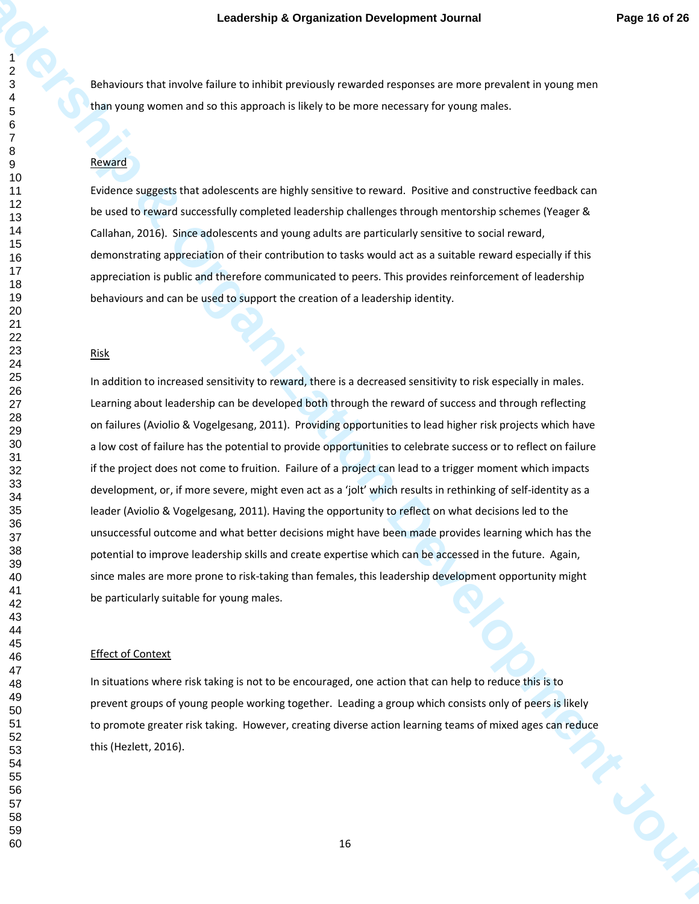Behaviours that involve failure to inhibit previously rewarded responses are more prevalent in young men than young women and so this approach is likely to be more necessary for young males.

<u>Reward</u>

Evidence suggests that adolescents are highly sensitive to reward. Positive and constructive feedback can be used to reward successfully completed leadership challenges through mentorship schemes (Yeager & Callahan, 2016). Since adolescents and young adults are particularly sensitive to social reward, demonstrating appreciation of their contribution to tasks would act as a suitable reward especially if this appreciation is public and therefore communicated to peers. This provides reinforcement of leadership behaviours and can be used to support the creation of a leadership identity.

<u>Risk</u>

In addition to increased sensitivity to reward, there is a decreased sensitivity to risk especially in males. Learning about leadership can be developed both through the reward of success and through reflecting on failures (Aviolio & Vogelgesang, 2011). Providing opportunities to lead higher risk projects which have a low cost of failure has the potential to provide opportunities to celebrate success or to reflect on failure if the project does not come to fruition. Failure of a project can lead to a trigger moment which impacts development, or, if more severe, might even act as a 'jolt' which results in rethinking of self-identity as a leader (Aviolio & Vogelgesang, 2011). Having the opportunity to reflect on what decisions led to the unsuccessful outcome and what better decisions might have been made provides learning which has the potential to improve leadership skills and create expertise which can be accessed in the future. Again, since males are more prone to risk-taking than females, this leadership development opportunity might be particularly suitable for young males.

<u>Effect of Context</u>

In situations where risk taking is not to be encouraged, one action that can help to reduce this is to prevent groups of young people working together. Leading a group which consists only of peers is likely to promote greater risk taking. However, creating diverse action learning teams of mixed ages can reduce this (Hezlett, 2016).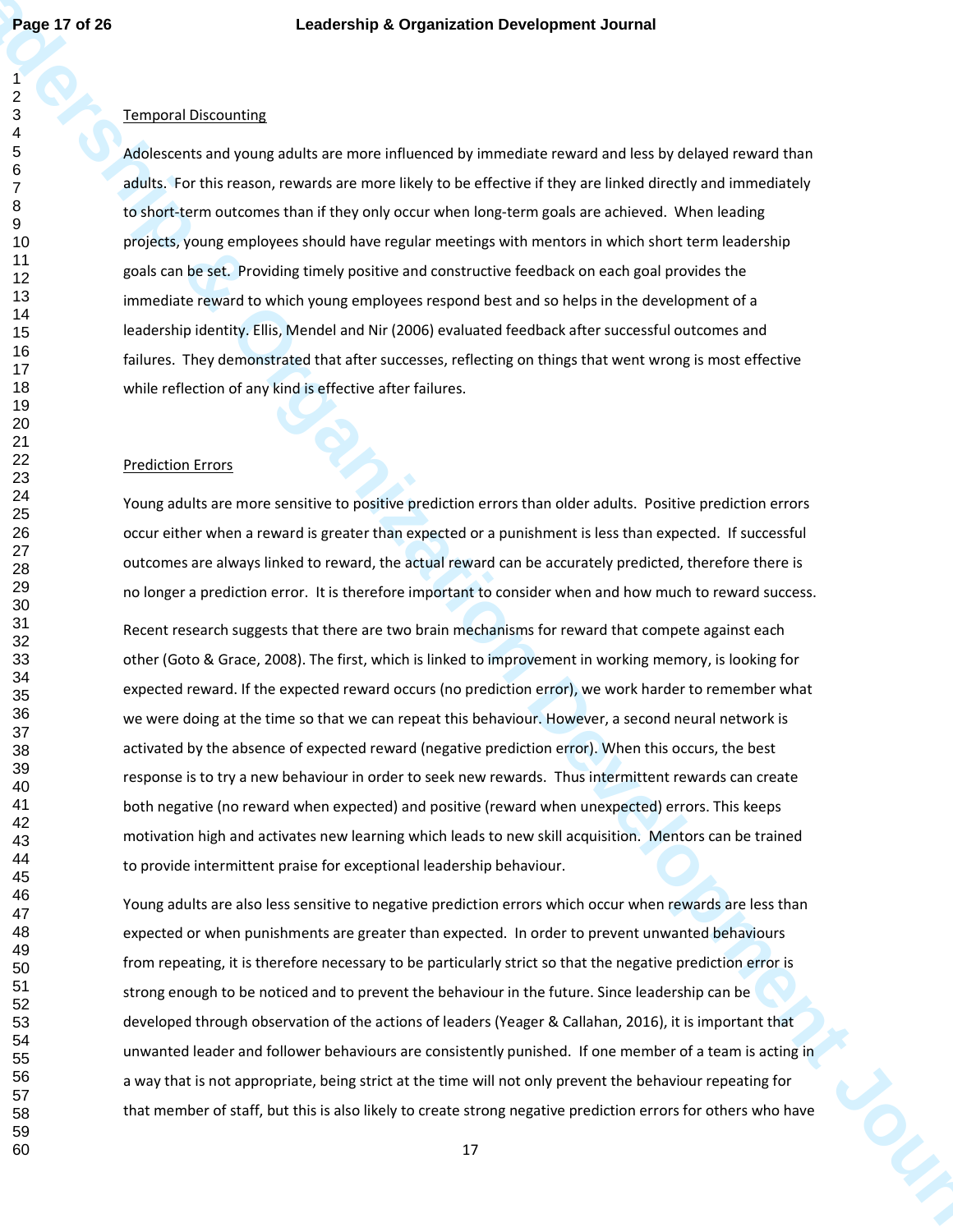Temporal Discounting

Adolescents and young adults are more influenced by immediate reward and less by delayed reward than adults. For this reason, rewards are more likely to be effective if they are linked directly and immediately to short-term outcomes than if they only occur when long-term goals are achieved. When leading projects, young employees should have regular meetings with mentors in which short term leadership goals can be set. Providing timely positive and constructive feedback on each goal provides the immediate reward to which young employees respond best and so helps in the development of a leadership identity. Ellis, Mendel and Nir (2006) evaluated feedback after successful outcomes and failures. They demonstrated that after successes, reflecting on things that went wrong is most effective while reflection of any kind is effective after failures.

Prediction Errors

Young adults are more sensitive to positive prediction errors than older adults. Positive prediction errors occur either when a reward is greater than expected or a punishment is less than expected. If successful outcomes are always linked to reward, the actual reward can be accurately predicted, therefore there is no longer a prediction error. It is therefore important to consider when and how much to reward success.

Recent research suggests that there are two brain mechanisms for reward that compete against each other (Goto & Grace, 2008). The first, which is linked to improvement in working memory, is looking for expected reward. If the expected reward occurs (no prediction error), we work harder to remember what we were doing at the time so that we can repeat this behaviour. However, a second neural network is activated by the absence of expected reward (negative prediction error). When this occurs, the best response is to try a new behaviour in order to seek new rewards. Thus intermittent rewards can create both negative (no reward when expected) and positive (reward when unexpected) errors. This keeps motivation high and activates new learning which leads to new skill acquisition. Mentors can be trained to provide intermittent praise for exceptional leadership behaviour.

Young adults are also less sensitive to negative prediction errors which occur when rewards are less than expected or when punishments are greater than expected. In order to prevent unwanted behaviours from repeating, it is therefore necessary to be particularly strict so that the negative prediction error is strong enough to be noticed and to prevent the behaviour in the future. Since leadership can be developed through observation of the actions of leaders (Yeager & Callahan, 2016), it is important that unwanted leader and follower behaviours are consistently punished. If one member of a team is acting in a way that is not appropriate, being strict at the time will not only prevent the behaviour repeating for that member of staff, but this is also likely to create strong negative prediction errors for others who have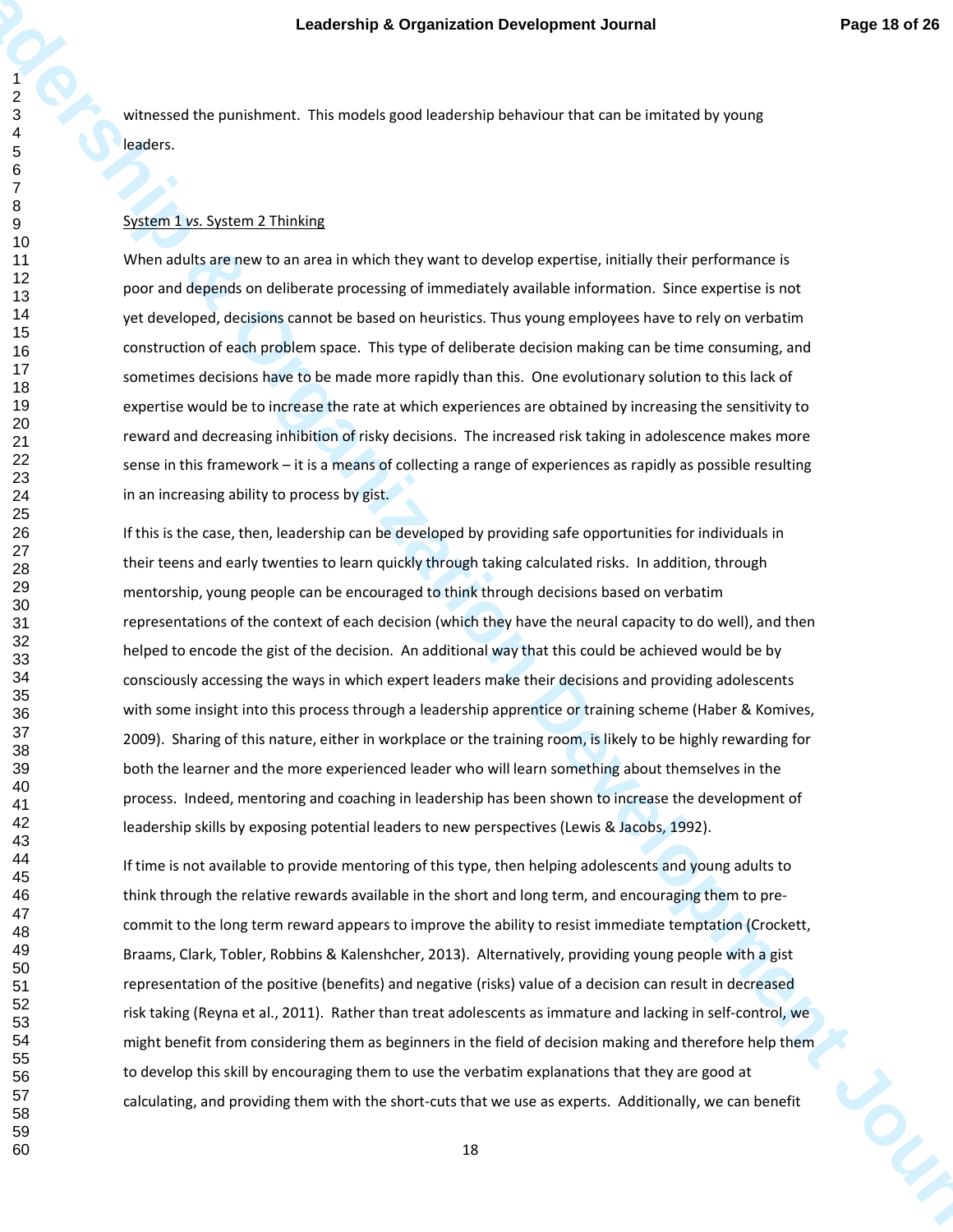witnessed the punishment. This models good leadership behaviour that can be imitated by young leaders.

System 1 *vs.* System 2 Thinking

When adults are new to an area in which they want to develop expertise, initially their performance is poor and depends on deliberate processing of immediately available information. Since expertise is not yet developed, decisions cannot be based on heuristics. Thus young employees have to rely on verbatim construction of each problem space. This type of deliberate decision making can be time consuming, and sometimes decisions have to be made more rapidly than this. One evolutionary solution to this lack of expertise would be to increase the rate at which experiences are obtained by increasing the sensitivity to reward and decreasing inhibition of risky decisions. The increased risk taking in adolescence makes more sense in this framework – it is a means of collecting a range of experiences as rapidly as possible resulting in an increasing ability to process by gist.

If this is the case, then, leadership can be developed by providing safe opportunities for individuals in their teens and early twenties to learn quickly through taking calculated risks. In addition, through mentorship, young people can be encouraged to think through decisions based on verbatim representations of the context of each decision (which they have the neural capacity to do well), and then helped to encode the gist of the decision. An additional way that this could be achieved would be by consciously accessing the ways in which expert leaders make their decisions and providing adolescents with some insight into this process through a leadership apprentice or training scheme (Haber & Komives, 2009). Sharing of this nature, either in workplace or the training room, is likely to be highly rewarding for both the learner and the more experienced leader who will learn something about themselves in the process. Indeed, mentoring and coaching in leadership has been shown to increase the development of leadership skills by exposing potential leaders to new perspectives (Lewis & Jacobs, 1992).

If time is not available to provide mentoring of this type, then helping adolescents and young adults to think through the relative rewards available in the short and long term, and encouraging them to pre-commit to the long term reward appears to improve the ability to resist immediate temptation (Crockett, Braams, Clark, Tobler, Robbins & Kalenshcher, 2013). Alternatively, providing young people with a gist representation of the positive (benefits) and negative (risks) value of a decision can result in decreased risk taking (Reyna et al., 2011). Rather than treat adolescents as immature and lacking in self-control, we might benefit from considering them as beginners in the field of decision making and therefore help them to develop this skill by encouraging them to use the verbatim explanations that they are good at calculating, and providing them with the short-cuts that we use as experts. Additionally, we can benefit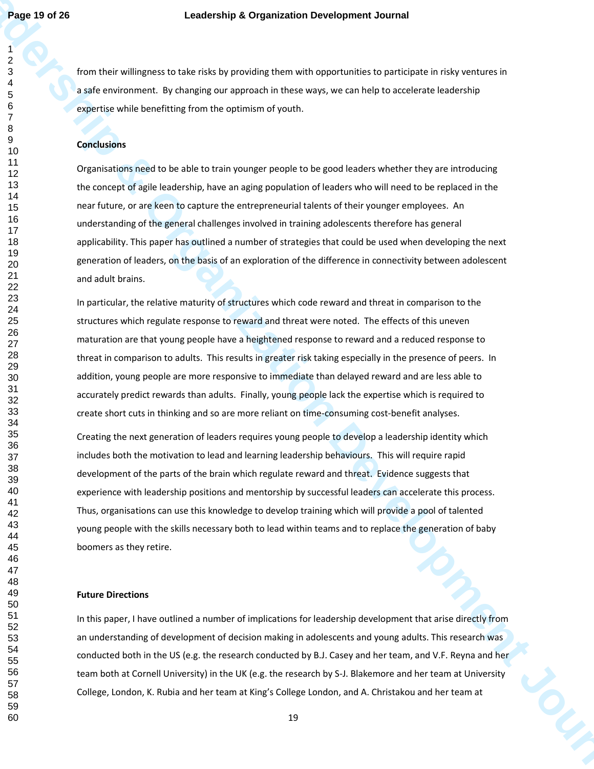from their willingness to take risks by providing them with opportunities to participate in risky ventures in a safe environment. By changing our approach in these ways, we can help to accelerate leadership expertise while benefitting from the optimism of youth.

**Conclusions**

Organisations need to be able to train younger people to be good leaders whether they are introducing the concept of agile leadership, have an aging population of leaders who will need to be replaced in the near future, or are keen to capture the entrepreneurial talents of their younger employees. An understanding of the general challenges involved in training adolescents therefore has general applicability. This paper has outlined a number of strategies that could be used when developing the next generation of leaders, on the basis of an exploration of the difference in connectivity between adolescent and adult brains.

In particular, the relative maturity of structures which code reward and threat in comparison to the structures which regulate response to reward and threat were noted. The effects of this uneven maturation are that young people have a heightened response to reward and a reduced response to threat in comparison to adults. This results in greater risk taking especially in the presence of peers. In addition, young people are more responsive to immediate than delayed reward and are less able to accurately predict rewards than adults. Finally, young people lack the expertise which is required to create short cuts in thinking and so are more reliant on time-consuming cost-benefit analyses.

Creating the next generation of leaders requires young people to develop a leadership identity which includes both the motivation to lead and learning leadership behaviours. This will require rapid development of the parts of the brain which regulate reward and threat. Evidence suggests that experience with leadership positions and mentorship by successful leaders can accelerate this process. Thus, organisations can use this knowledge to develop training which will provide a pool of talented young people with the skills necessary both to lead within teams and to replace the generation of baby boomers as they retire.

**Future Directions**

In this paper, I have outlined a number of implications for leadership development that arise directly from an understanding of development of decision making in adolescents and young adults. This research was conducted both in the US (e.g. the research conducted by B.J. Casey and her team, and V.F. Reyna and her team both at Cornell University) in the UK (e.g. the research by S-J. Blakemore and her team at University College, London, K. Rubia and her team at King's College London, and A. Christakou and her team at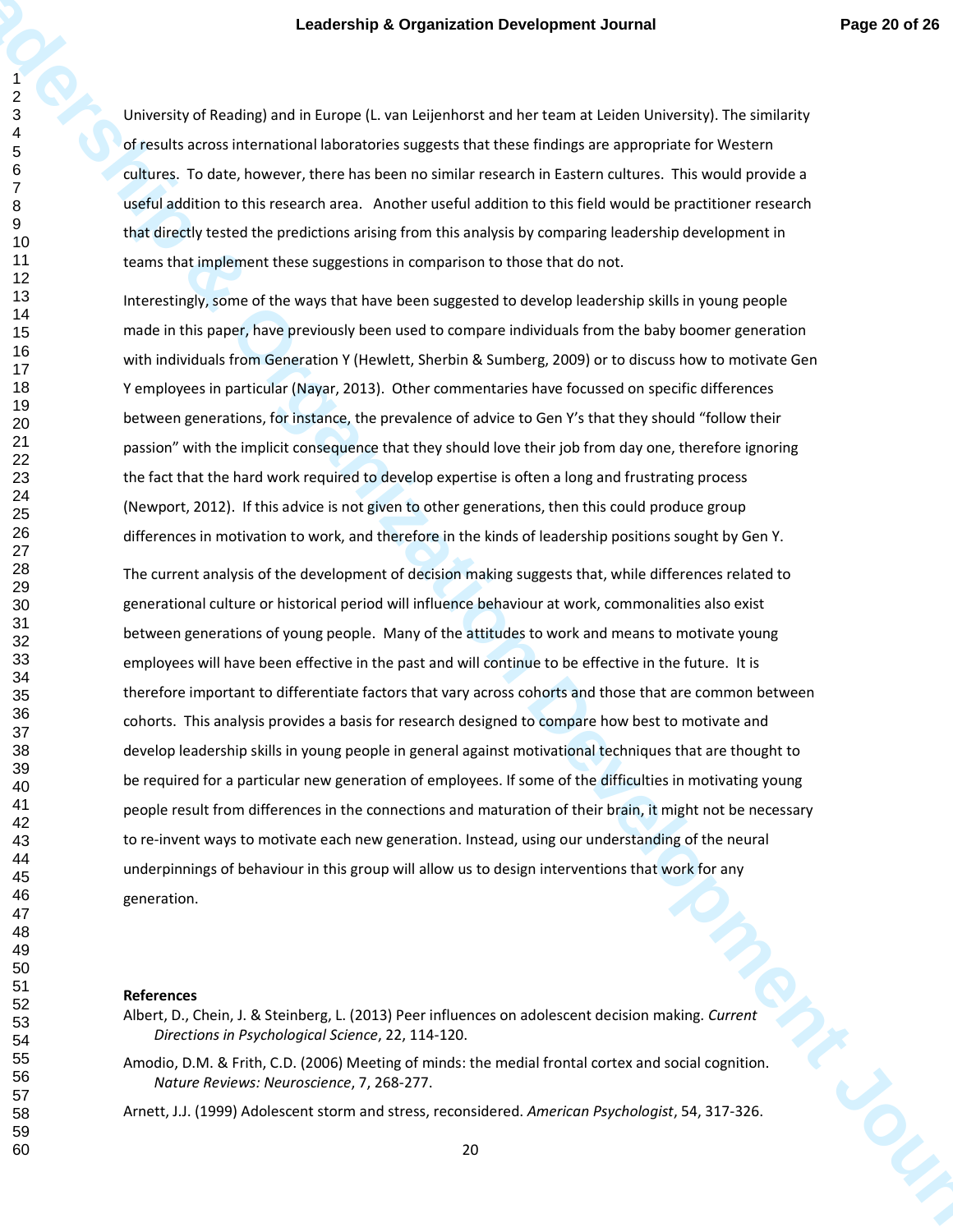University of Reading) and in Europe (L. van Leijenhorst and her team at Leiden University). The similarity of results across international laboratories suggests that these findings are appropriate for Western cultures. To date, however, there has been no similar research in Eastern cultures. This would provide a useful addition to this research area. Another useful addition to this field would be practitioner research that directly tested the predictions arising from this analysis by comparing leadership development in teams that implement these suggestions in comparison to those that do not.

Interestingly, some of the ways that have been suggested to develop leadership skills in young people made in this paper, have previously been used to compare individuals from the baby boomer generation with individuals from Generation Y (Hewlett, Sherbin & Sumberg, 2009) or to discuss how to motivate Gen Y employees in particular (Nayar, 2013). Other commentaries have focussed on specific differences between generations, for instance, the prevalence of advice to Gen Y's that they should "follow their passion" with the implicit consequence that they should love their job from day one, therefore ignoring the fact that the hard work required to develop expertise is often a long and frustrating process (Newport, 2012). If this advice is not given to other generations, then this could produce group differences in motivation to work, and therefore in the kinds of leadership positions sought by Gen Y.

The current analysis of the development of decision making suggests that, while differences related to generational culture or historical period will influence behaviour at work, commonalities also exist between generations of young people. Many of the attitudes to work and means to motivate young employees will have been effective in the past and will continue to be effective in the future. It is therefore important to differentiate factors that vary across cohorts and those that are common between cohorts. This analysis provides a basis for research designed to compare how best to motivate and develop leadership skills in young people in general against motivational techniques that are thought to be required for a particular new generation of employees. If some of the difficulties in motivating young people result from differences in the connections and maturation of their brain, it might not be necessary to re-invent ways to motivate each new generation. Instead, using our understanding of the neural underpinnings of behaviour in this group will allow us to design interventions that work for any generation.

**References**

Albert, D., Chein, J. & Steinberg, L. (2013) Peer influences on adolescent decision making. *Current Directions in Psychological Science*, 22, 114-120.

Amodio, D.M. & Frith, C.D. (2006) Meeting of minds: the medial frontal cortex and social cognition. *Nature Reviews: Neuroscience*, 7, 268-277.

Arnett, J.J. (1999) Adolescent storm and stress, reconsidered. *American Psychologist*, 54, 317-326.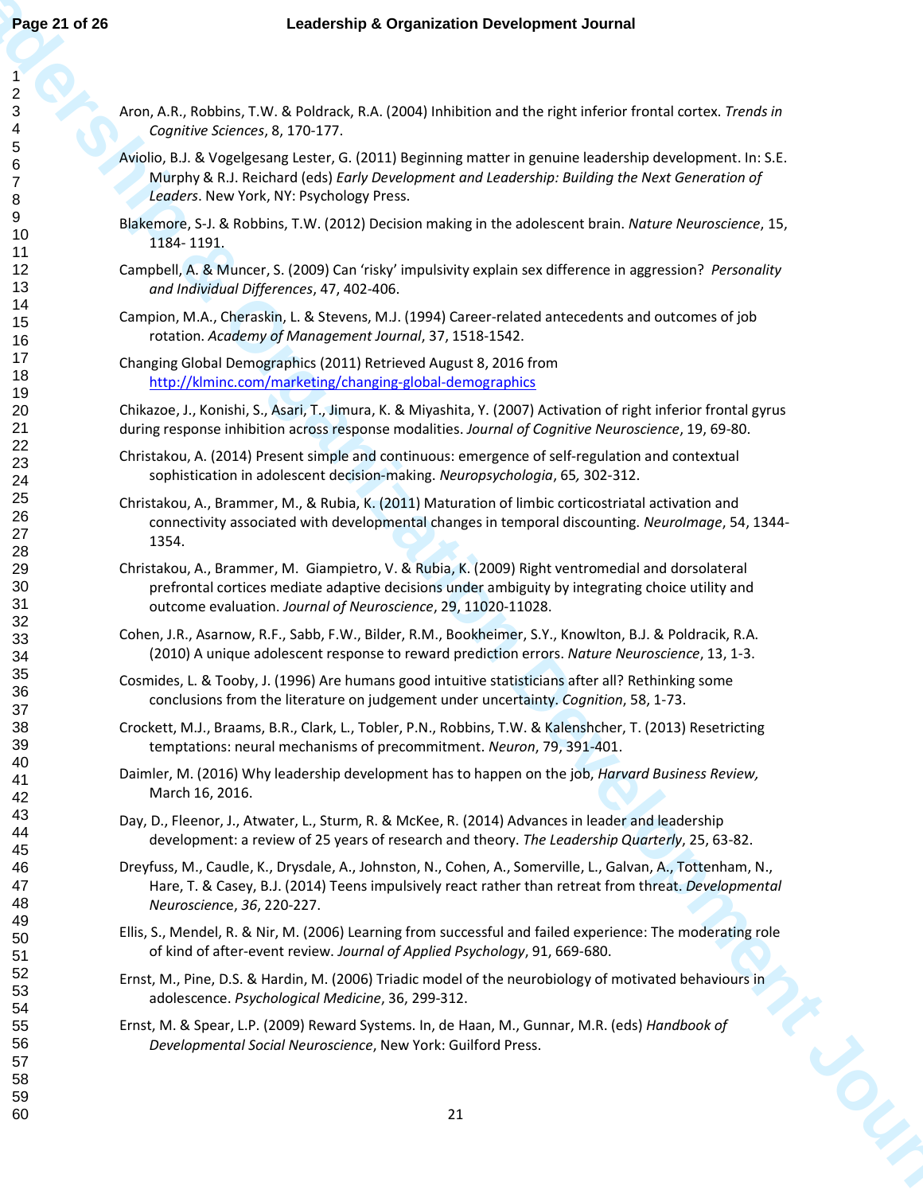Aron, A.R., Robbins, T.W. & Poldrack, R.A. (2004) Inhibition and the right inferior frontal cortex. *Trends in Cognitive Sciences*, 8, 170-177.

Aviolio, B.J. & Vogelgesang Lester, G. (2011) Beginning matter in genuine leadership development. In: S.E. Murphy & R.J. Reichard (eds) *Early Development and Leadership: Building the Next Generation of Leaders*. New York, NY: Psychology Press.

Blakemore, S-J. & Robbins, T.W. (2012) Decision making in the adolescent brain. *Nature Neuroscience*, 15, 1184- 1191.

Campbell, A. & Muncer, S. (2009) Can 'risky' impulsivity explain sex difference in aggression? *Personality and Individual Differences*, 47, 402-406.

Campion, M.A., Cheraskin, L. & Stevens, M.J. (1994) Career-related antecedents and outcomes of job rotation. *Academy of Management Journal*, 37, 1518-1542.

Changing Global Demographics (2011) Retrieved August 8, 2016 from http://klminc.com/marketing/changing-global-demographics

Chikazoe, J., Konishi, S., Asari, T., Jimura, K. & Miyashita, Y. (2007) Activation of right inferior frontal gyrus during response inhibition across response modalities. *Journal of Cognitive Neuroscience*, 19, 69-80.

Christakou, A. (2014) Present simple and continuous: emergence of self-regulation and contextual sophistication in adolescent decision-making. *Neuropsychologia*, 65, 302-312.

Christakou, A., Brammer, M., & Rubia, K. (2011) Maturation of limbic corticostriatal activation and connectivity associated with developmental changes in temporal discounting. *NeuroImage*, 54, 1344-1354.

Christakou, A., Brammer, M. Giampietro, V. & Rubia, K. (2009) Right ventromedial and dorsolateral prefrontal cortices mediate adaptive decisions under ambiguity by integrating choice utility and outcome evaluation. *Journal of Neuroscience*, 29, 11020-11028.

Cohen, J.R., Asarnow, R.F., Sabb, F.W., Bilder, R.M., Bookheimer, S.Y., Knowlton, B.J. & Poldracik, R.A. (2010) A unique adolescent response to reward prediction errors. *Nature Neuroscience*, 13, 1-3.

Cosmides, L. & Tooby, J. (1996) Are humans good intuitive statisticians after all? Rethinking some conclusions from the literature on judgement under uncertainty. *Cognition*, 58, 1-73.

Crockett, M.J., Braams, B.R., Clark, L., Tobler, P.N., Robbins, T.W. & Kalenshcher, T. (2013) Resetricting temptations: neural mechanisms of precommitment. *Neuron*, 79, 391-401.

Daimler, M. (2016) Why leadership development has to happen on the job, *Harvard Business Review,* March 16, 2016.

Day, D., Fleenor, J., Atwater, L., Sturm, R. & McKee, R. (2014) Advances in leader and leadership development: a review of 25 years of research and theory. *The Leadership Quarterly*, 25, 63-82.

Dreyfuss, M., Caudle, K., Drysdale, A., Johnston, N., Cohen, A., Somerville, L., Galvan, A., Tottenham, N., Hare, T. & Casey, B.J. (2014) Teens impulsively react rather than retreat from threat. *Developmental Neuroscience*, *36*, 220-227.

Ellis, S., Mendel, R. & Nir, M. (2006) Learning from successful and failed experience: The moderating role of kind of after-event review. *Journal of Applied Psychology*, 91, 669-680.

Ernst, M., Pine, D.S. & Hardin, M. (2006) Triadic model of the neurobiology of motivated behaviours in adolescence. *Psychological Medicine*, 36, 299-312.

Ernst, M. & Spear, L.P. (2009) Reward Systems. In, de Haan, M., Gunnar, M.R. (eds) *Handbook of Developmental Social Neuroscience*, New York: Guilford Press.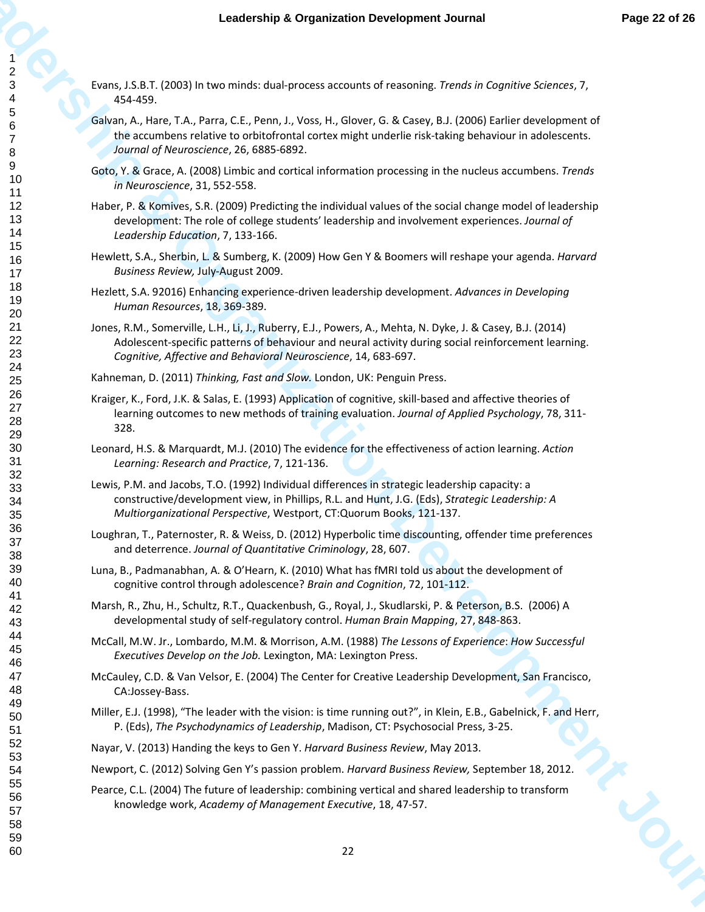Evans, J.S.B.T. (2003) In two minds: dual-process accounts of reasoning. *Trends in Cognitive Sciences*, 7, 454-459.

Galvan, A., Hare, T.A., Parra, C.E., Penn, J., Voss, H., Glover, G. & Casey, B.J. (2006) Earlier development of the accumbens relative to orbitofrontal cortex might underlie risk-taking behaviour in adolescents. *Journal of Neuroscience*, 26, 6885-6892.

Goto, Y. & Grace, A. (2008) Limbic and cortical information processing in the nucleus accumbens. *Trends in Neuroscience*, 31, 552-558.

Haber, P. & Komives, S.R. (2009) Predicting the individual values of the social change model of leadership development: The role of college students' leadership and involvement experiences. *Journal of Leadership Education*, 7, 133-166.

Hewlett, S.A., Sherbin, L. & Sumberg, K. (2009) How Gen Y & Boomers will reshape your agenda. *Harvard Business Review,* July-August 2009.

Hezlett, S.A. 92016) Enhancing experience-driven leadership development. *Advances in Developing Human Resources*, 18, 369-389.

Jones, R.M., Somerville, L.H., Li, J., Ruberry, E.J., Powers, A., Mehta, N. Dyke, J. & Casey, B.J. (2014) Adolescent-specific patterns of behaviour and neural activity during social reinforcement learning. *Cognitive, Affective and Behavioral Neuroscience*, 14, 683-697.

Kahneman, D. (2011) *Thinking, Fast and Slow.* London, UK: Penguin Press.

Kraiger, K., Ford, J.K. & Salas, E. (1993) Application of cognitive, skill-based and affective theories of learning outcomes to new methods of training evaluation. *Journal of Applied Psychology*, 78, 311-328.

Leonard, H.S. & Marquardt, M.J. (2010) The evidence for the effectiveness of action learning. *Action Learning: Research and Practice*, 7, 121-136.

Lewis, P.M. and Jacobs, T.O. (1992) Individual differences in strategic leadership capacity: a constructive/development view, in Phillips, R.L. and Hunt, J.G. (Eds), *Strategic Leadership: A Multiorganizational Perspective*, Westport, CT:Quorum Books, 121-137.

Loughran, T., Paternoster, R. & Weiss, D. (2012) Hyperbolic time discounting, offender time preferences and deterrence. *Journal of Quantitative Criminology*, 28, 607.

Luna, B., Padmanabhan, A. & O'Hearn, K. (2010) What has fMRI told us about the development of cognitive control through adolescence? *Brain and Cognition*, 72, 101-112.

Marsh, R., Zhu, H., Schultz, R.T., Quackenbush, G., Royal, J., Skudlarski, P. & Peterson, B.S. (2006) A developmental study of self-regulatory control. *Human Brain Mapping*, 27, 848-863.

McCall, M.W. Jr., Lombardo, M.M. & Morrison, A.M. (1988) *The Lessons of Experience*: *How Successful Executives Develop on the Job.* Lexington, MA: Lexington Press.

McCauley, C.D. & Van Velsor, E. (2004) The Center for Creative Leadership Development, San Francisco, CA:Jossey-Bass.

Miller, E.J. (1998), "The leader with the vision: is time running out?", in Klein, E.B., Gabelnick, F. and Herr, P. (Eds), *The Psychodynamics of Leadership*, Madison, CT: Psychosocial Press, 3-25.

Nayar, V. (2013) Handing the keys to Gen Y. *Harvard Business Review*, May 2013.

Newport, C. (2012) Solving Gen Y's passion problem. *Harvard Business Review,* September 18, 2012.

Pearce, C.L. (2004) The future of leadership: combining vertical and shared leadership to transform knowledge work, *Academy of Management Executive*, 18, 47-57.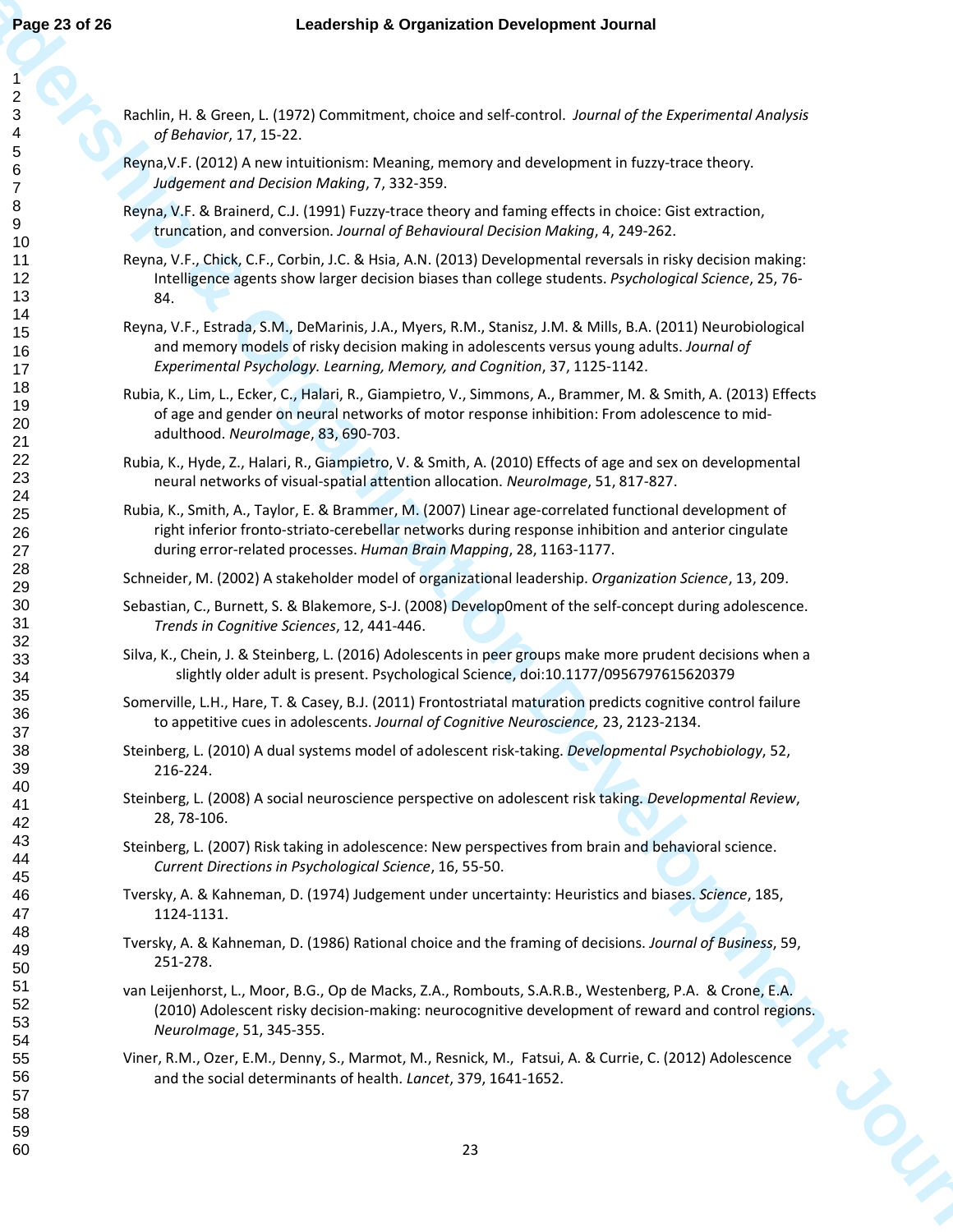Rachlin, H. & Green, L. (1972) Commitment, choice and self-control. *Journal of the Experimental Analysis of Behavior*, 17, 15-22.

Reyna,V.F. (2012) A new intuitionism: Meaning, memory and development in fuzzy-trace theory. *Judgement and Decision Making*, 7, 332-359.

Reyna, V.F. & Brainerd, C.J. (1991) Fuzzy-trace theory and faming effects in choice: Gist extraction, truncation, and conversion. *Journal of Behavioural Decision Making*, 4, 249-262.

Reyna, V.F., Chick, C.F., Corbin, J.C. & Hsia, A.N. (2013) Developmental reversals in risky decision making: Intelligence agents show larger decision biases than college students. *Psychological Science*, 25, 76-84.

Reyna, V.F., Estrada, S.M., DeMarinis, J.A., Myers, R.M., Stanisz, J.M. & Mills, B.A. (2011) Neurobiological and memory models of risky decision making in adolescents versus young adults. *Journal of Experimental Psychology. Learning, Memory, and Cognition*, 37, 1125-1142.

Rubia, K., Lim, L., Ecker, C., Halari, R., Giampietro, V., Simmons, A., Brammer, M. & Smith, A. (2013) Effects of age and gender on neural networks of motor response inhibition: From adolescence to mid-adulthood. *NeuroImage*, 83, 690-703.

Rubia, K., Hyde, Z., Halari, R., Giampietro, V. & Smith, A. (2010) Effects of age and sex on developmental neural networks of visual-spatial attention allocation. *NeuroImage*, 51, 817-827.

Rubia, K., Smith, A., Taylor, E. & Brammer, M. (2007) Linear age-correlated functional development of right inferior fronto-striato-cerebellar networks during response inhibition and anterior cingulate during error-related processes. *Human Brain Mapping*, 28, 1163-1177.

Schneider, M. (2002) A stakeholder model of organizational leadership. *Organization Science*, 13, 209.

Sebastian, C., Burnett, S. & Blakemore, S-J. (2008) Develop0ment of the self-concept during adolescence. *Trends in Cognitive Sciences*, 12, 441-446.

Silva, K., Chein, J. & Steinberg, L. (2016) Adolescents in peer groups make more prudent decisions when a slightly older adult is present. Psychological Science, doi:10.1177/0956797615620379

Somerville, L.H., Hare, T. & Casey, B.J. (2011) Frontostriatal maturation predicts cognitive control failure to appetitive cues in adolescents. *Journal of Cognitive Neuroscience*, 23, 2123-2134.

Steinberg, L. (2010) A dual systems model of adolescent risk-taking. *Developmental Psychobiology*, 52, 216-224.

Steinberg, L. (2008) A social neuroscience perspective on adolescent risk taking. *Developmental Review*, 28, 78-106.

Steinberg, L. (2007) Risk taking in adolescence: New perspectives from brain and behavioral science. *Current Directions in Psychological Science*, 16, 55-50.

Tversky, A. & Kahneman, D. (1974) Judgement under uncertainty: Heuristics and biases. *Science*, 185, 1124-1131.

Tversky, A. & Kahneman, D. (1986) Rational choice and the framing of decisions. *Journal of Business*, 59, 251-278.

van Leijenhorst, L., Moor, B.G., Op de Macks, Z.A., Rombouts, S.A.R.B., Westenberg, P.A. & Crone, E.A. (2010) Adolescent risky decision-making: neurocognitive development of reward and control regions. *NeuroImage*, 51, 345-355.

Viner, R.M., Ozer, E.M., Denny, S., Marmot, M., Resnick, M., Fatsui, A. & Currie, C. (2012) Adolescence and the social determinants of health. *Lancet*, 379, 1641-1652.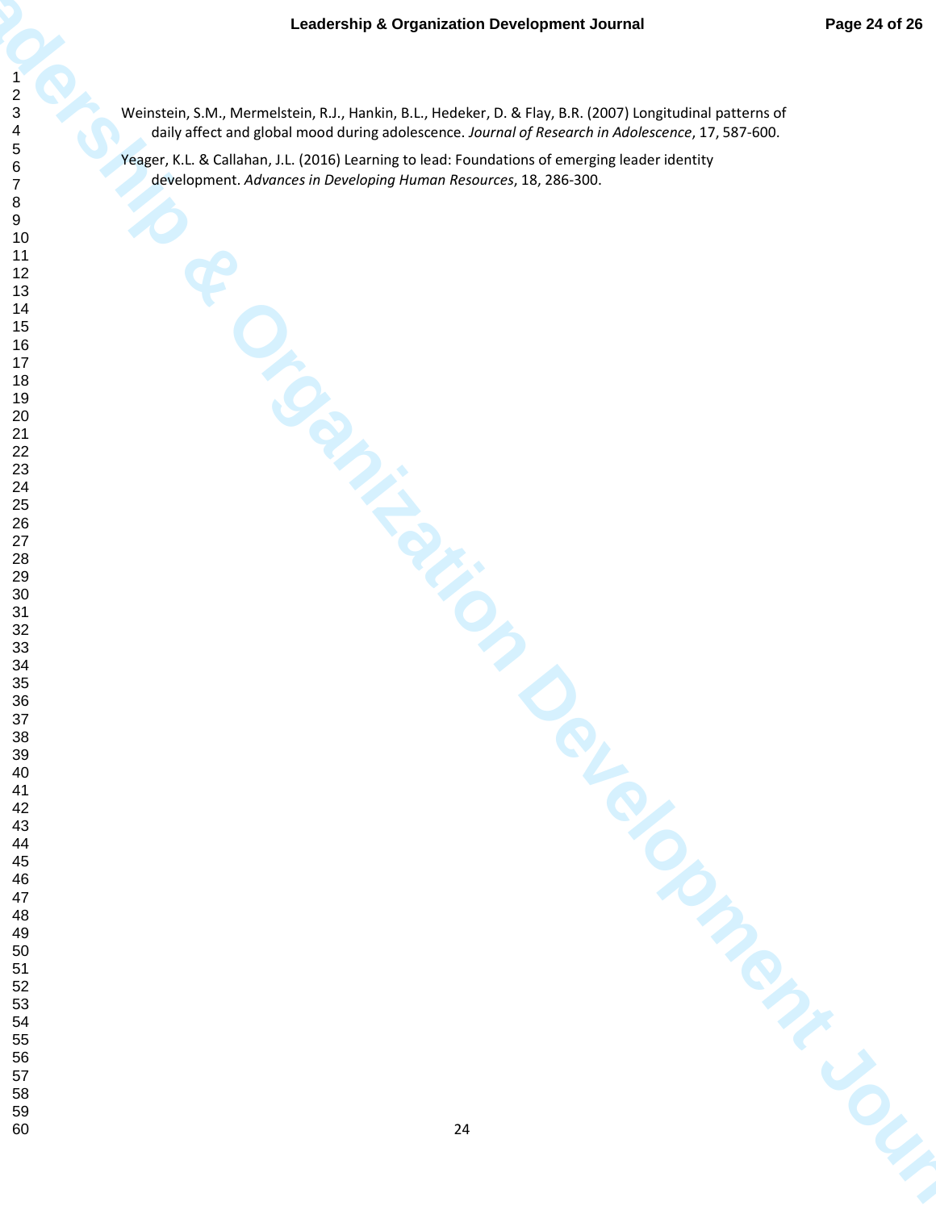Weinstein, S.M., Mermelstein, R.J., Hankin, B.L., Hedeker, D. & Flay, B.R. (2007) Longitudinal patterns of daily affect and global mood during adolescence. *Journal of Research in Adolescence*, 17, 587-600.

Yeager, K.L. & Callahan, J.L. (2016) Learning to lead: Foundations of emerging leader identity development. *Advances in Developing Human Resources*, 18, 286-300.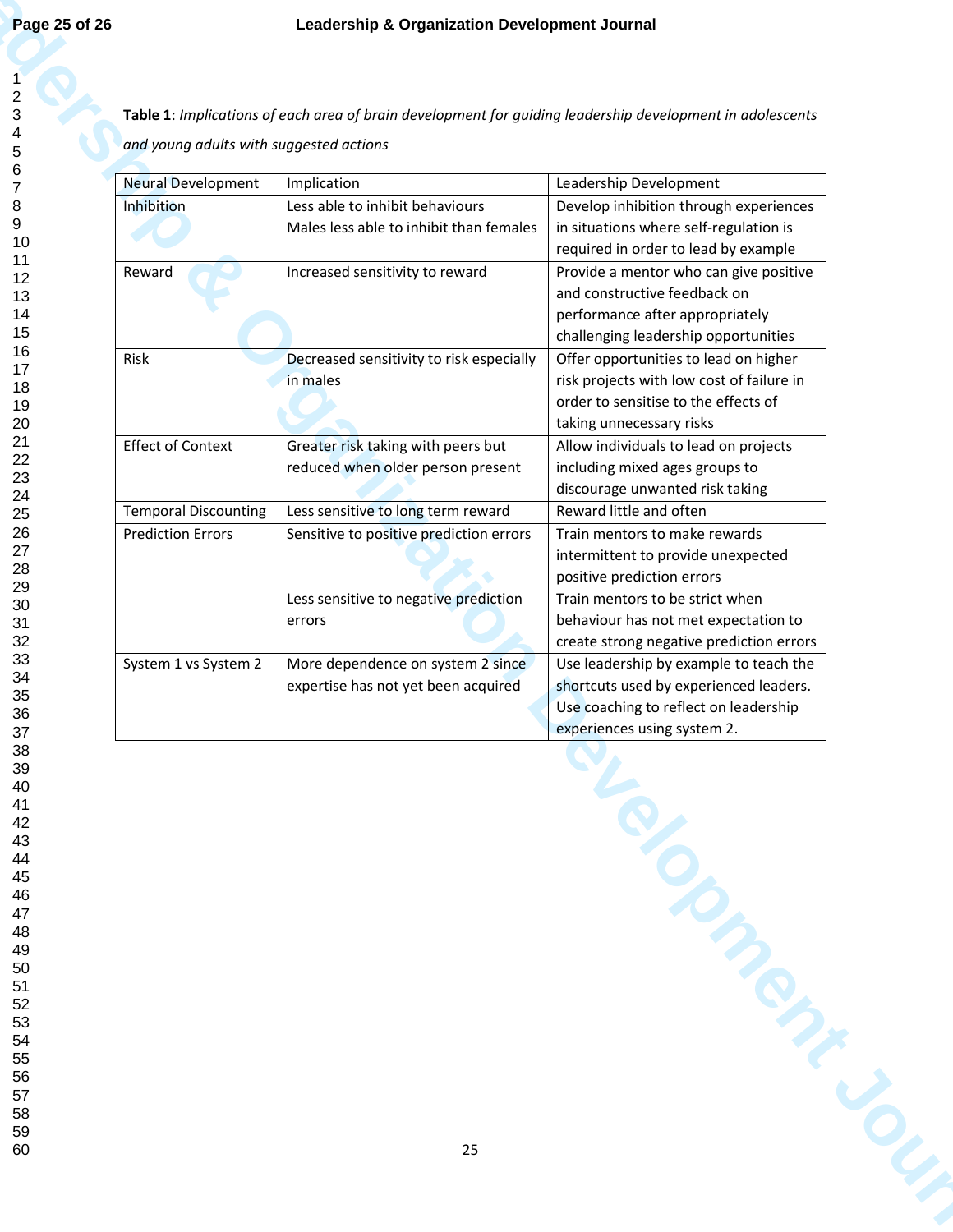**Table 1**: *Implications of each area of brain development for guiding leadership development in adolescents and young adults with suggested actions*

| Neural Development | Implication | Leadership Development |
|---|---|---|
| Inhibition | Less able to inhibit behaviours<br>Males less able to inhibit than females | Develop inhibition through experiences in situations where self-regulation is required in order to lead by example |
| Reward | Increased sensitivity to reward | Provide a mentor who can give positive and constructive feedback on performance after appropriately challenging leadership opportunities |
| Risk | Decreased sensitivity to risk especially in males | Offer opportunities to lead on higher risk projects with low cost of failure in order to sensitise to the effects of taking unnecessary risks |
| Effect of Context | Greater risk taking with peers but reduced when older person present | Allow individuals to lead on projects including mixed ages groups to discourage unwanted risk taking |
| Temporal Discounting | Less sensitive to long term reward | Reward little and often |
| Prediction Errors | Sensitive to positive prediction errors<br><br>Less sensitive to negative prediction errors | Train mentors to make rewards intermittent to provide unexpected positive prediction errors<br>Train mentors to be strict when behaviour has not met expectation to create strong negative prediction errors |
| System 1 vs System 2 | More dependence on system 2 since expertise has not yet been acquired | Use leadership by example to teach the shortcuts used by experienced leaders. Use coaching to reflect on leadership experiences using system 2. |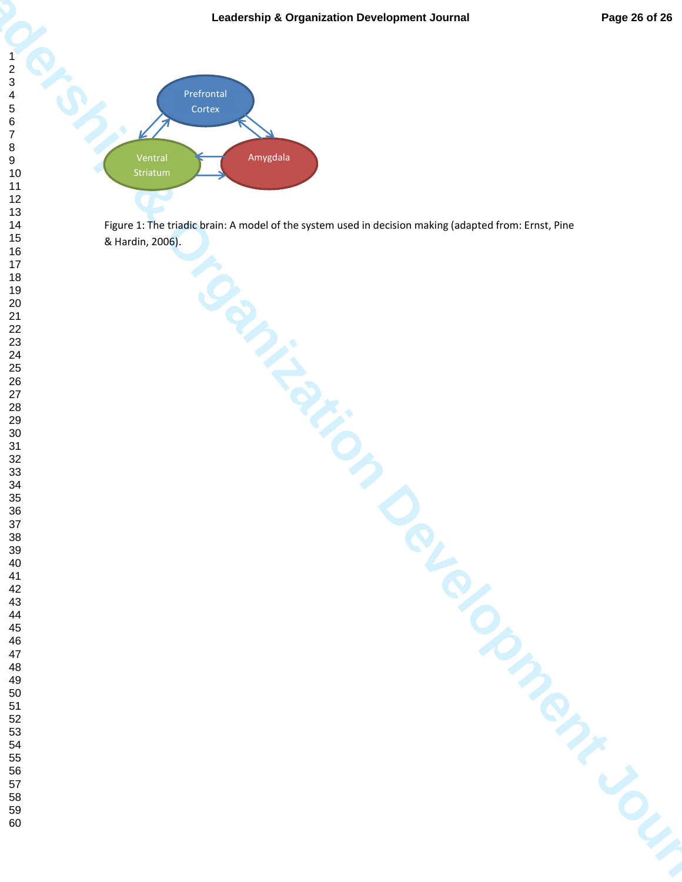Prefrontal Cortex

Ventral Striatum

Amygdala

Figure 1: The triadic brain: A model of the system used in decision making (adapted from: Ernst, Pine & Hardin, 2006).